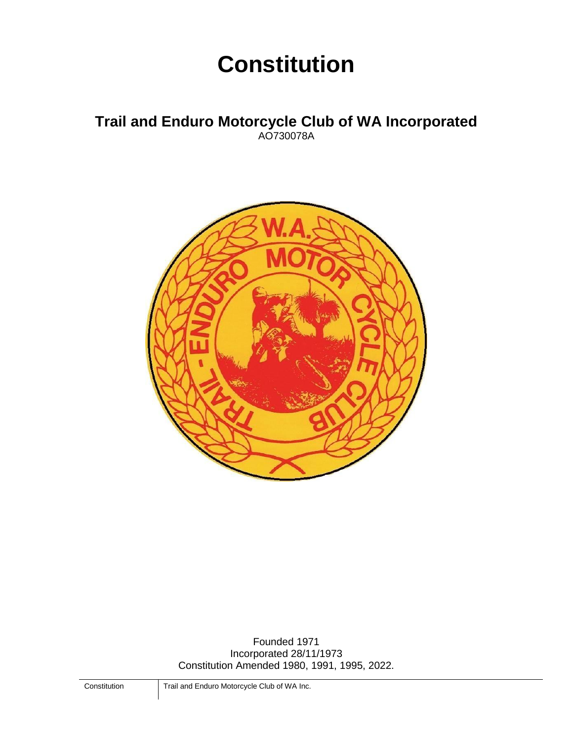# Constitution

## Trail and Enduro Motorcycle Club of WA Incorporated

AO730078A

Founded 1971

Incorporated 28/11/1973

Constitution Amended 1980, 1991, 1995, 2022.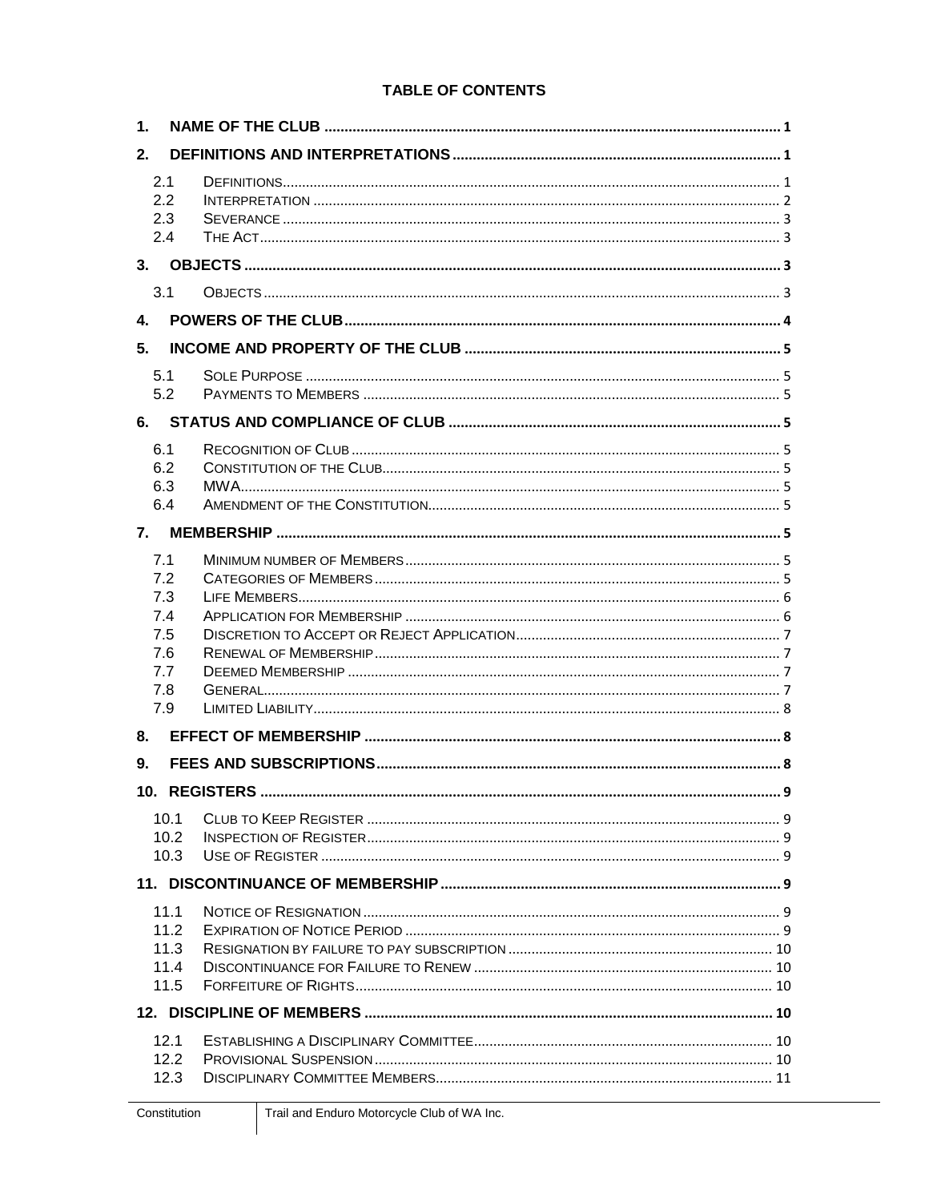**TABLE OF CONTENTS**

| | | |
|---|---|---|
| **1.** | **NAME OF THE CLUB** | **1** |
| **2.** | **DEFINITIONS AND INTERPRETATIONS** | **1** |
| 2.1 | DEFINITIONS | 1 |
| 2.2 | INTERPRETATION | 2 |
| 2.3 | SEVERANCE | 3 |
| 2.4 | THE ACT | 3 |
| **3.** | **OBJECTS** | **3** |
| 3.1 | OBJECTS | 3 |
| **4.** | **POWERS OF THE CLUB** | **4** |
| **5.** | **INCOME AND PROPERTY OF THE CLUB** | **5** |
| 5.1 | SOLE PURPOSE | 5 |
| 5.2 | PAYMENTS TO MEMBERS | 5 |
| **6.** | **STATUS AND COMPLIANCE OF CLUB** | **5** |
| 6.1 | RECOGNITION OF CLUB | 5 |
| 6.2 | CONSTITUTION OF THE CLUB | 5 |
| 6.3 | MWA | 5 |
| 6.4 | AMENDMENT OF THE CONSTITUTION | 5 |
| **7.** | **MEMBERSHIP** | **5** |
| 7.1 | MINIMUM NUMBER OF MEMBERS | 5 |
| 7.2 | CATEGORIES OF MEMBERS | 5 |
| 7.3 | LIFE MEMBERS | 6 |
| 7.4 | APPLICATION FOR MEMBERSHIP | 6 |
| 7.5 | DISCRETION TO ACCEPT OR REJECT APPLICATION | 7 |
| 7.6 | RENEWAL OF MEMBERSHIP | 7 |
| 7.7 | DEEMED MEMBERSHIP | 7 |
| 7.8 | GENERAL | 7 |
| 7.9 | LIMITED LIABILITY | 8 |
| **8.** | **EFFECT OF MEMBERSHIP** | **8** |
| **9.** | **FEES AND SUBSCRIPTIONS** | **8** |
| **10.** | **REGISTERS** | **9** |
| 10.1 | CLUB TO KEEP REGISTER | 9 |
| 10.2 | INSPECTION OF REGISTER | 9 |
| 10.3 | USE OF REGISTER | 9 |
| **11.** | **DISCONTINUANCE OF MEMBERSHIP** | **9** |
| 11.1 | NOTICE OF RESIGNATION | 9 |
| 11.2 | EXPIRATION OF NOTICE PERIOD | 9 |
| 11.3 | RESIGNATION BY FAILURE TO PAY SUBSCRIPTION | 10 |
| 11.4 | DISCONTINUANCE FOR FAILURE TO RENEW | 10 |
| 11.5 | FORFEITURE OF RIGHTS | 10 |
| **12.** | **DISCIPLINE OF MEMBERS** | **10** |
| 12.1 | ESTABLISHING A DISCIPLINARY COMMITTEE | 10 |
| 12.2 | PROVISIONAL SUSPENSION | 10 |
| 12.3 | DISCIPLINARY COMMITTEE MEMBERS | 11 |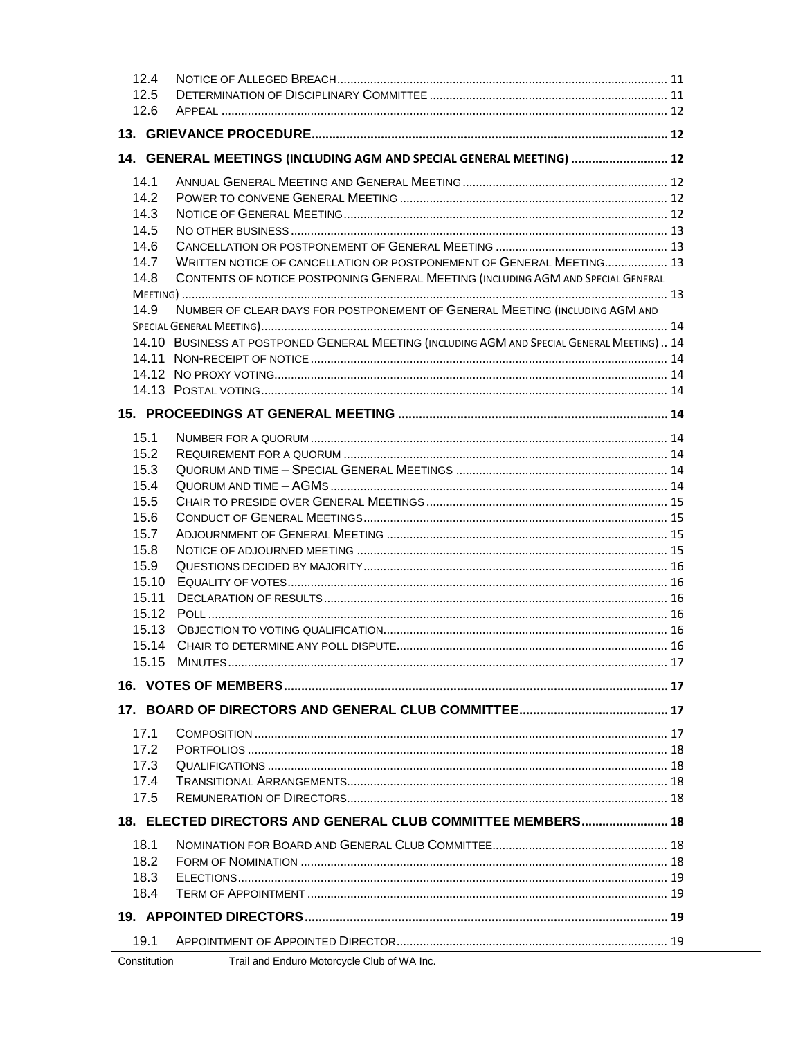12.4 NOTICE OF ALLEGED BREACH ........................................................ 11
12.5 DETERMINATION OF DISCIPLINARY COMMITTEE ........................................................ 11
12.6 APPEAL ........................................................ 12

**13. GRIEVANCE PROCEDURE ........................................................ 12**

**14. GENERAL MEETINGS (INCLUDING AGM AND SPECIAL GENERAL MEETING) ........................................................ 12**

14.1 ANNUAL GENERAL MEETING AND GENERAL MEETING ........................................................ 12
14.2 POWER TO CONVENE GENERAL MEETING ........................................................ 12
14.3 NOTICE OF GENERAL MEETING ........................................................ 12
14.5 NO OTHER BUSINESS ........................................................ 13
14.6 CANCELLATION OR POSTPONEMENT OF GENERAL MEETING ........................................................ 13
14.7 WRITTEN NOTICE OF CANCELLATION OR POSTPONEMENT OF GENERAL MEETING ........................................................ 13
14.8 CONTENTS OF NOTICE POSTPONING GENERAL MEETING (INCLUDING AGM AND SPECIAL GENERAL MEETING) ........................................................ 13
14.9 NUMBER OF CLEAR DAYS FOR POSTPONEMENT OF GENERAL MEETING (INCLUDING AGM AND SPECIAL GENERAL MEETING) ........................................................ 14
14.10 BUSINESS AT POSTPONED GENERAL MEETING (INCLUDING AGM AND SPECIAL GENERAL MEETING) .. 14
14.11 NON-RECEIPT OF NOTICE ........................................................ 14
14.12 NO PROXY VOTING ........................................................ 14
14.13 POSTAL VOTING ........................................................ 14

**15. PROCEEDINGS AT GENERAL MEETING ........................................................ 14**

15.1 NUMBER FOR A QUORUM ........................................................ 14
15.2 REQUIREMENT FOR A QUORUM ........................................................ 14
15.3 QUORUM AND TIME – SPECIAL GENERAL MEETINGS ........................................................ 14
15.4 QUORUM AND TIME – AGMS ........................................................ 14
15.5 CHAIR TO PRESIDE OVER GENERAL MEETINGS ........................................................ 15
15.6 CONDUCT OF GENERAL MEETINGS ........................................................ 15
15.7 ADJOURNMENT OF GENERAL MEETING ........................................................ 15
15.8 NOTICE OF ADJOURNED MEETING ........................................................ 15
15.9 QUESTIONS DECIDED BY MAJORITY ........................................................ 16
15.10 EQUALITY OF VOTES ........................................................ 16
15.11 DECLARATION OF RESULTS ........................................................ 16
15.12 POLL ........................................................ 16
15.13 OBJECTION TO VOTING QUALIFICATION ........................................................ 16
15.14 CHAIR TO DETERMINE ANY POLL DISPUTE ........................................................ 16
15.15 MINUTES ........................................................ 17

**16. VOTES OF MEMBERS ........................................................ 17**

**17. BOARD OF DIRECTORS AND GENERAL CLUB COMMITTEE ........................................................ 17**

17.1 COMPOSITION ........................................................ 17
17.2 PORTFOLIOS ........................................................ 18
17.3 QUALIFICATIONS ........................................................ 18
17.4 TRANSITIONAL ARRANGEMENTS ........................................................ 18
17.5 REMUNERATION OF DIRECTORS ........................................................ 18

**18. ELECTED DIRECTORS AND GENERAL CLUB COMMITTEE MEMBERS ........................................................ 18**

18.1 NOMINATION FOR BOARD AND GENERAL CLUB COMMITTEE ........................................................ 18
18.2 FORM OF NOMINATION ........................................................ 18
18.3 ELECTIONS ........................................................ 19
18.4 TERM OF APPOINTMENT ........................................................ 19

**19. APPOINTED DIRECTORS ........................................................ 19**

19.1 APPOINTMENT OF APPOINTED DIRECTOR ........................................................ 19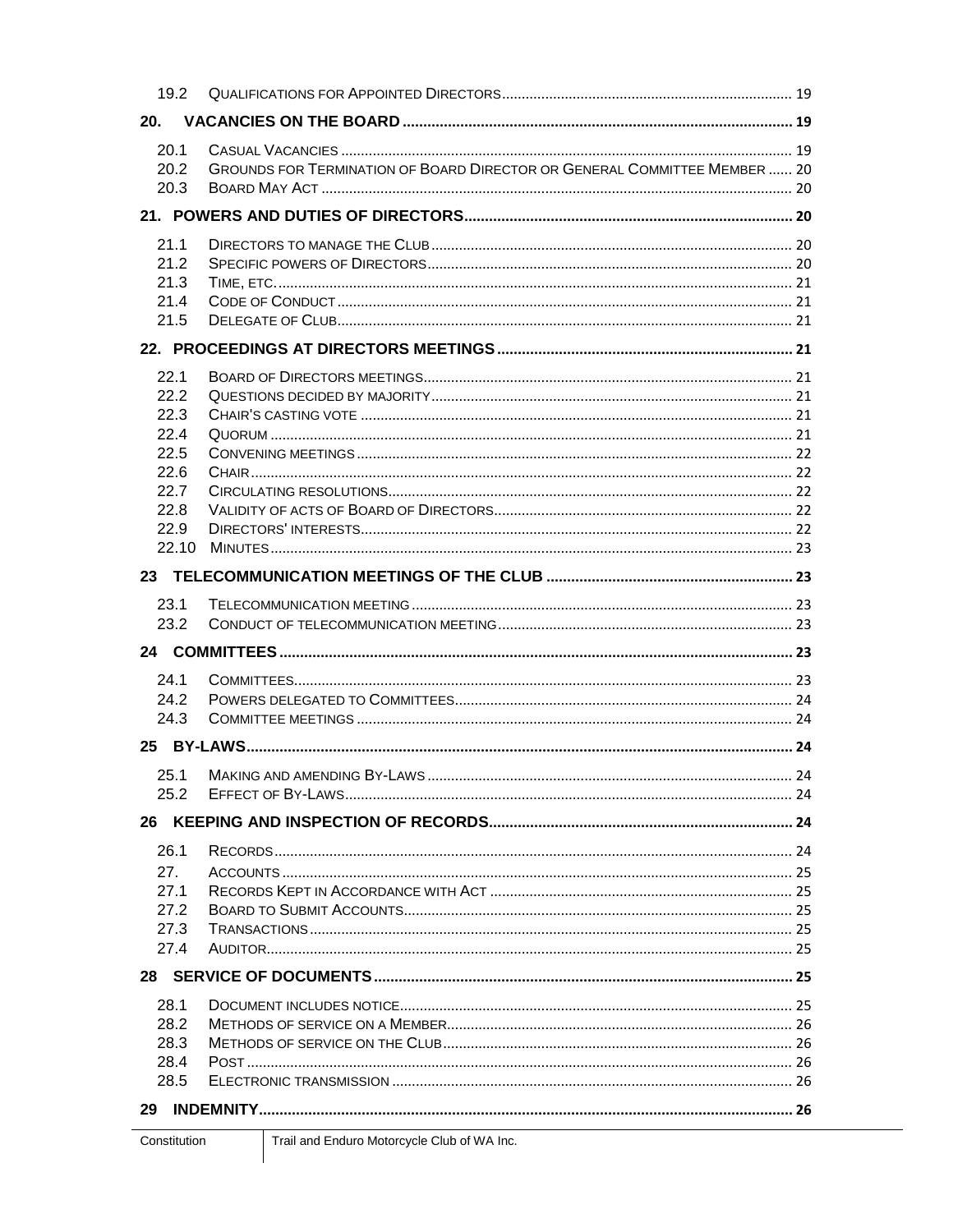| | | |
|---|---|---|
| 19.2 | QUALIFICATIONS FOR APPOINTED DIRECTORS | 19 |
| **20.** | **VACANCIES ON THE BOARD** | **19** |
| 20.1 | CASUAL VACANCIES | 19 |
| 20.2 | GROUNDS FOR TERMINATION OF BOARD DIRECTOR OR GENERAL COMMITTEE MEMBER | 20 |
| 20.3 | BOARD MAY ACT | 20 |
| **21.** | **POWERS AND DUTIES OF DIRECTORS** | **20** |
| 21.1 | DIRECTORS TO MANAGE THE CLUB | 20 |
| 21.2 | SPECIFIC POWERS OF DIRECTORS | 20 |
| 21.3 | TIME, ETC. | 21 |
| 21.4 | CODE OF CONDUCT | 21 |
| 21.5 | DELEGATE OF CLUB | 21 |
| **22.** | **PROCEEDINGS AT DIRECTORS MEETINGS** | **21** |
| 22.1 | BOARD OF DIRECTORS MEETINGS | 21 |
| 22.2 | QUESTIONS DECIDED BY MAJORITY | 21 |
| 22.3 | CHAIR'S CASTING VOTE | 21 |
| 22.4 | QUORUM | 21 |
| 22.5 | CONVENING MEETINGS | 22 |
| 22.6 | CHAIR | 22 |
| 22.7 | CIRCULATING RESOLUTIONS | 22 |
| 22.8 | VALIDITY OF ACTS OF BOARD OF DIRECTORS | 22 |
| 22.9 | DIRECTORS' INTERESTS | 22 |
| 22.10 | MINUTES | 23 |
| **23** | **TELECOMMUNICATION MEETINGS OF THE CLUB** | **23** |
| 23.1 | TELECOMMUNICATION MEETING | 23 |
| 23.2 | CONDUCT OF TELECOMMUNICATION MEETING | 23 |
| **24** | **COMMITTEES** | **23** |
| 24.1 | COMMITTEES | 23 |
| 24.2 | POWERS DELEGATED TO COMMITTEES | 24 |
| 24.3 | COMMITTEE MEETINGS | 24 |
| **25** | **BY-LAWS** | **24** |
| 25.1 | MAKING AND AMENDING BY-LAWS | 24 |
| 25.2 | EFFECT OF BY-LAWS | 24 |
| **26** | **KEEPING AND INSPECTION OF RECORDS** | **24** |
| 26.1 | RECORDS | 24 |
| 27. | ACCOUNTS | 25 |
| 27.1 | RECORDS KEPT IN ACCORDANCE WITH ACT | 25 |
| 27.2 | BOARD TO SUBMIT ACCOUNTS | 25 |
| 27.3 | TRANSACTIONS | 25 |
| 27.4 | AUDITOR | 25 |
| **28** | **SERVICE OF DOCUMENTS** | **25** |
| 28.1 | DOCUMENT INCLUDES NOTICE | 25 |
| 28.2 | METHODS OF SERVICE ON A MEMBER | 26 |
| 28.3 | METHODS OF SERVICE ON THE CLUB | 26 |
| 28.4 | POST | 26 |
| 28.5 | ELECTRONIC TRANSMISSION | 26 |
| **29** | **INDEMNITY** | **26** |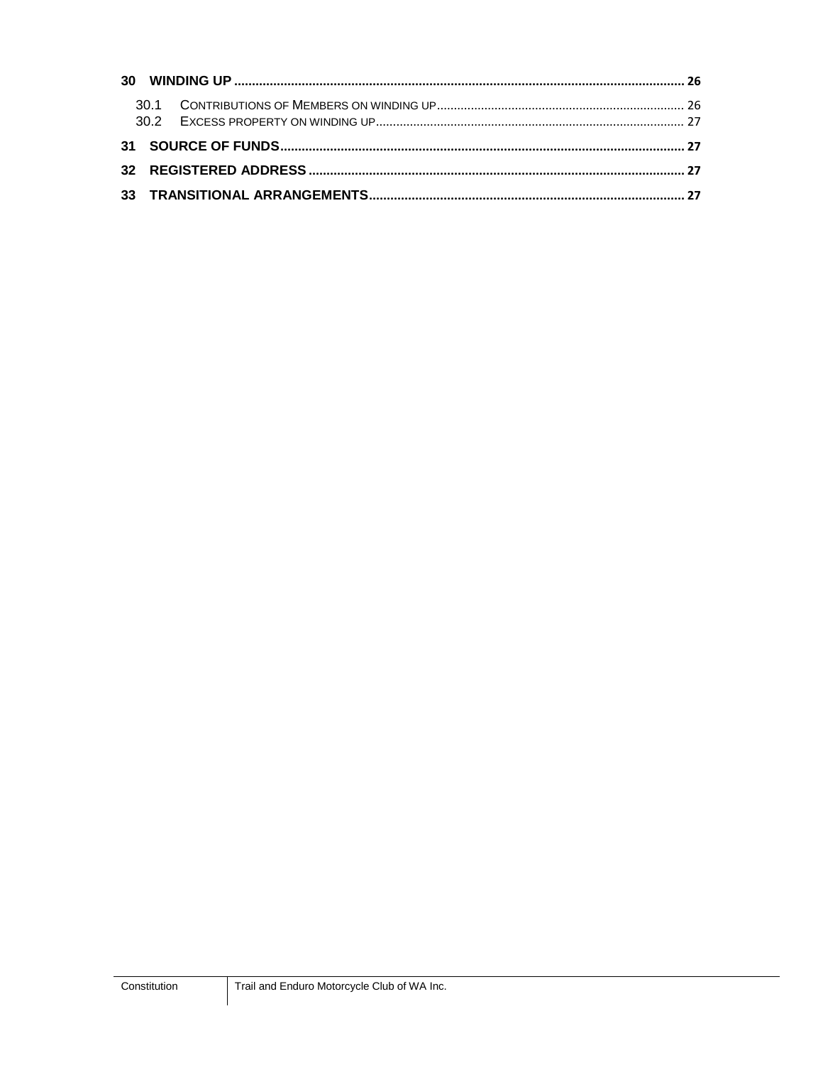**30 WINDING UP .......................................................................................................................... 26**

30.1 CONTRIBUTIONS OF MEMBERS ON WINDING UP ......................................................................... 26
30.2 EXCESS PROPERTY ON WINDING UP ........................................................................................... 27

**31 SOURCE OF FUNDS .................................................................................................................. 27**

**32 REGISTERED ADDRESS ............................................................................................................ 27**

**33 TRANSITIONAL ARRANGEMENTS ........................................................................................... 27**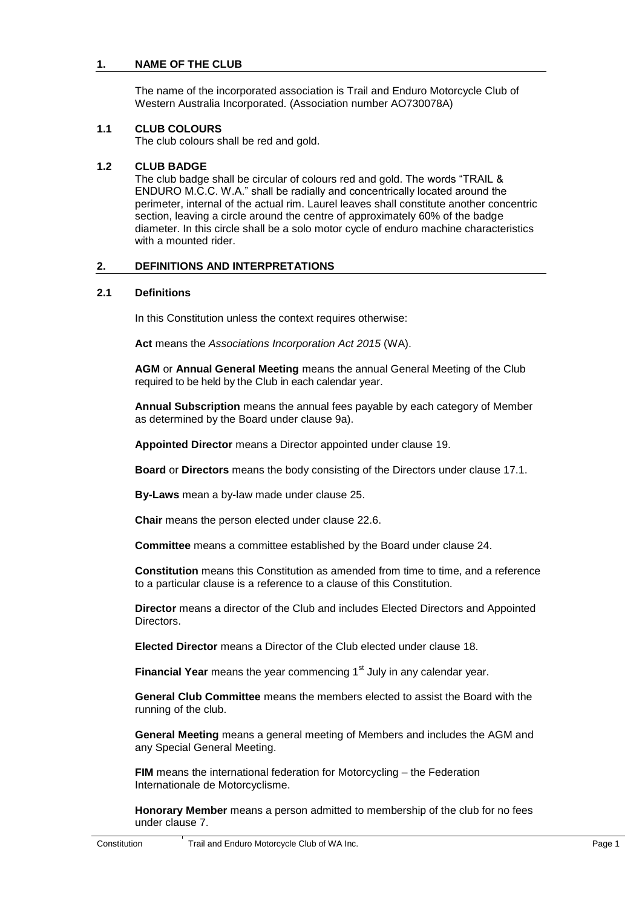## 1. NAME OF THE CLUB

The name of the incorporated association is Trail and Enduro Motorcycle Club of Western Australia Incorporated. (Association number AO730078A)

### 1.1 CLUB COLOURS

The club colours shall be red and gold.

### 1.2 CLUB BADGE

The club badge shall be circular of colours red and gold. The words "TRAIL & ENDURO M.C.C. W.A." shall be radially and concentrically located around the perimeter, internal of the actual rim. Laurel leaves shall constitute another concentric section, leaving a circle around the centre of approximately 60% of the badge diameter. In this circle shall be a solo motor cycle of enduro machine characteristics with a mounted rider.

## 2. DEFINITIONS AND INTERPRETATIONS

### 2.1 Definitions

In this Constitution unless the context requires otherwise:

**Act** means the *Associations Incorporation Act 2015* (WA).

**AGM** or **Annual General Meeting** means the annual General Meeting of the Club required to be held by the Club in each calendar year.

**Annual Subscription** means the annual fees payable by each category of Member as determined by the Board under clause 9a).

**Appointed Director** means a Director appointed under clause 19.

**Board** or **Directors** means the body consisting of the Directors under clause 17.1.

**By-Laws** mean a by-law made under clause 25.

**Chair** means the person elected under clause 22.6.

**Committee** means a committee established by the Board under clause 24.

**Constitution** means this Constitution as amended from time to time, and a reference to a particular clause is a reference to a clause of this Constitution.

**Director** means a director of the Club and includes Elected Directors and Appointed Directors.

**Elected Director** means a Director of the Club elected under clause 18.

**Financial Year** means the year commencing 1st July in any calendar year.

**General Club Committee** means the members elected to assist the Board with the running of the club.

**General Meeting** means a general meeting of Members and includes the AGM and any Special General Meeting.

**FIM** means the international federation for Motorcycling – the Federation Internationale de Motorcyclisme.

**Honorary Member** means a person admitted to membership of the club for no fees under clause 7.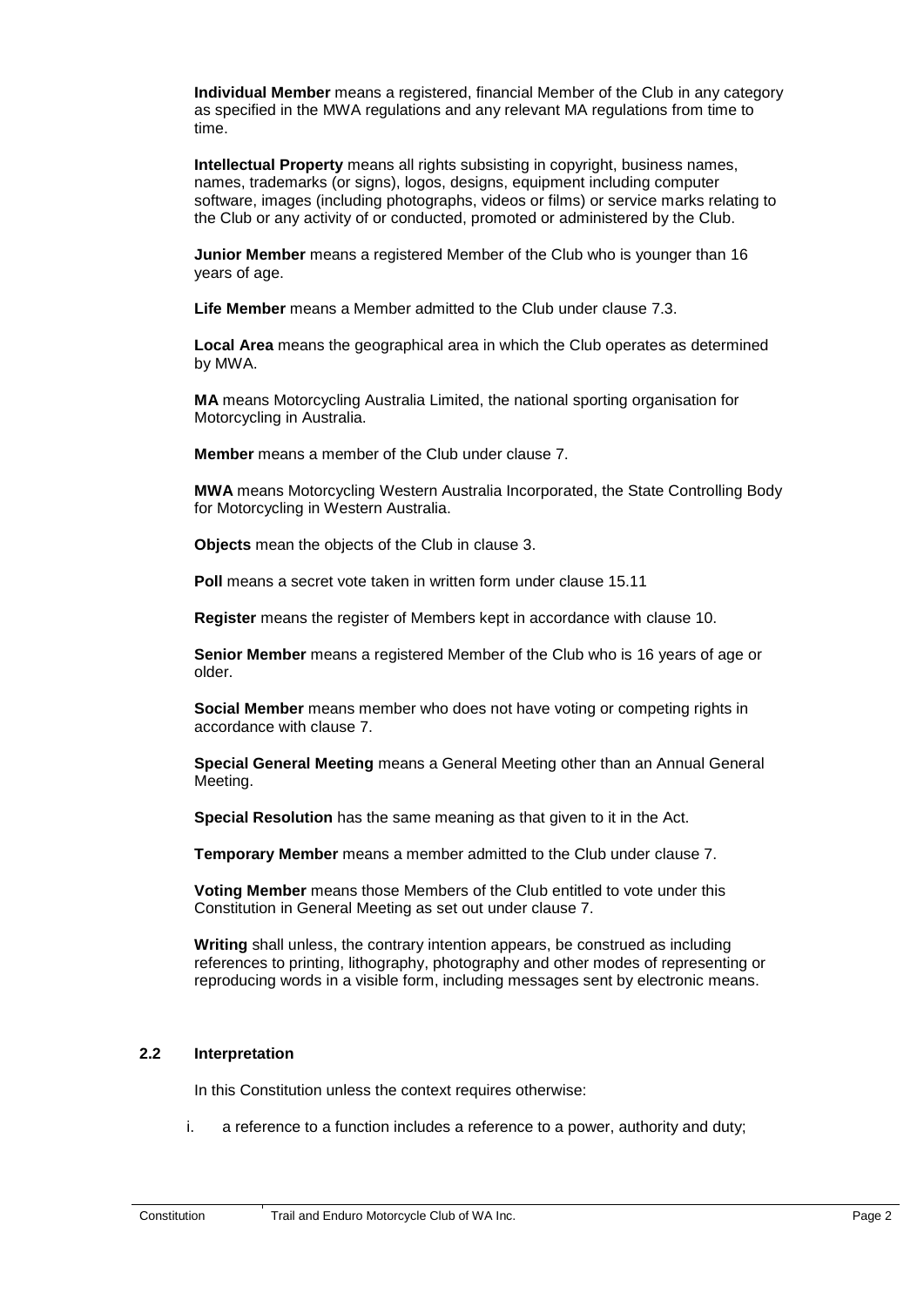**Individual Member** means a registered, financial Member of the Club in any category as specified in the MWA regulations and any relevant MA regulations from time to time.

**Intellectual Property** means all rights subsisting in copyright, business names, names, trademarks (or signs), logos, designs, equipment including computer software, images (including photographs, videos or films) or service marks relating to the Club or any activity of or conducted, promoted or administered by the Club.

**Junior Member** means a registered Member of the Club who is younger than 16 years of age.

**Life Member** means a Member admitted to the Club under clause 7.3.

**Local Area** means the geographical area in which the Club operates as determined by MWA.

**MA** means Motorcycling Australia Limited, the national sporting organisation for Motorcycling in Australia.

**Member** means a member of the Club under clause 7.

**MWA** means Motorcycling Western Australia Incorporated, the State Controlling Body for Motorcycling in Western Australia.

**Objects** mean the objects of the Club in clause 3.

**Poll** means a secret vote taken in written form under clause 15.11

**Register** means the register of Members kept in accordance with clause 10.

**Senior Member** means a registered Member of the Club who is 16 years of age or older.

**Social Member** means member who does not have voting or competing rights in accordance with clause 7.

**Special General Meeting** means a General Meeting other than an Annual General Meeting.

**Special Resolution** has the same meaning as that given to it in the Act.

**Temporary Member** means a member admitted to the Club under clause 7.

**Voting Member** means those Members of the Club entitled to vote under this Constitution in General Meeting as set out under clause 7.

**Writing** shall unless, the contrary intention appears, be construed as including references to printing, lithography, photography and other modes of representing or reproducing words in a visible form, including messages sent by electronic means.

### 2.2 Interpretation

In this Constitution unless the context requires otherwise:

i. a reference to a function includes a reference to a power, authority and duty;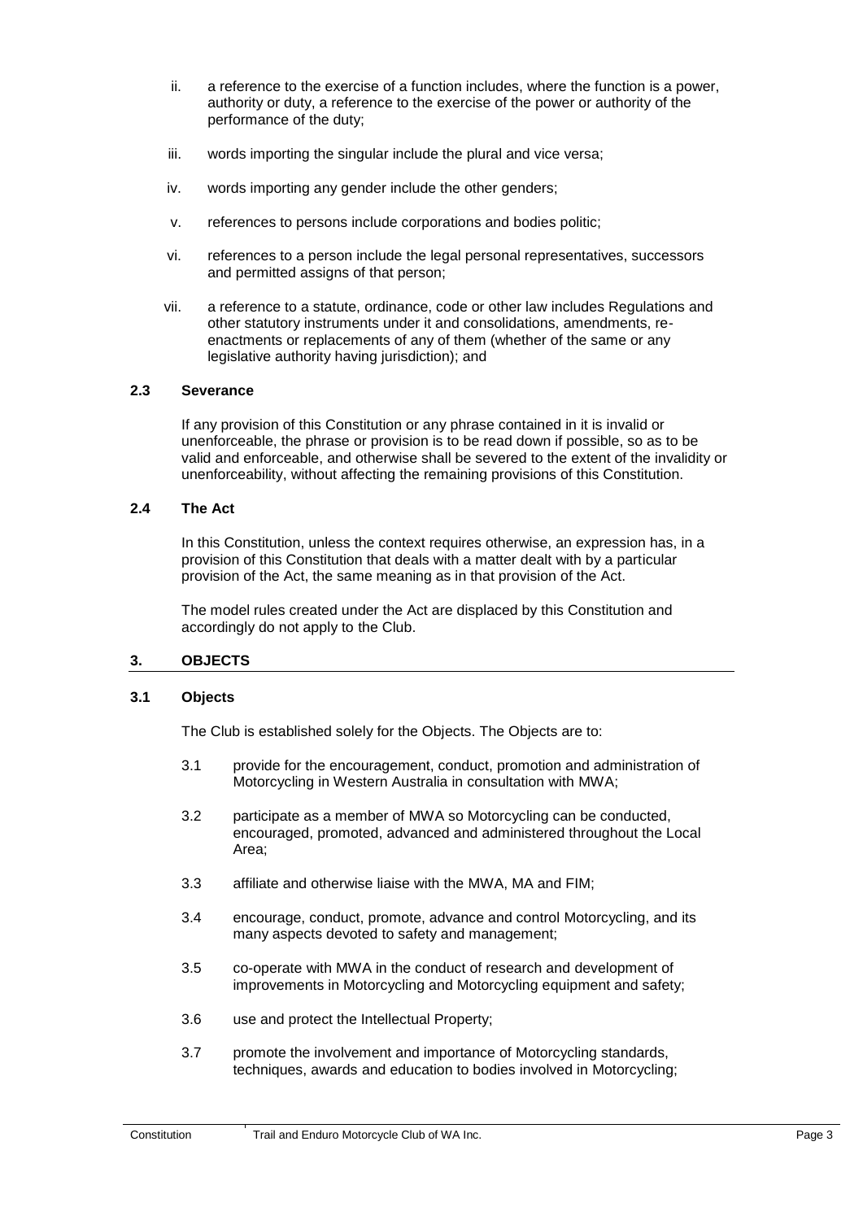ii. a reference to the exercise of a function includes, where the function is a power, authority or duty, a reference to the exercise of the power or authority of the performance of the duty;

iii. words importing the singular include the plural and vice versa;

iv. words importing any gender include the other genders;

v. references to persons include corporations and bodies politic;

vi. references to a person include the legal personal representatives, successors and permitted assigns of that person;

vii. a reference to a statute, ordinance, code or other law includes Regulations and other statutory instruments under it and consolidations, amendments, re-enactments or replacements of any of them (whether of the same or any legislative authority having jurisdiction); and

### 2.3 Severance

If any provision of this Constitution or any phrase contained in it is invalid or unenforceable, the phrase or provision is to be read down if possible, so as to be valid and enforceable, and otherwise shall be severed to the extent of the invalidity or unenforceability, without affecting the remaining provisions of this Constitution.

### 2.4 The Act

In this Constitution, unless the context requires otherwise, an expression has, in a provision of this Constitution that deals with a matter dealt with by a particular provision of the Act, the same meaning as in that provision of the Act.

The model rules created under the Act are displaced by this Constitution and accordingly do not apply to the Club.

## 3. OBJECTS

### 3.1 Objects

The Club is established solely for the Objects. The Objects are to:

3.1 provide for the encouragement, conduct, promotion and administration of Motorcycling in Western Australia in consultation with MWA;

3.2 participate as a member of MWA so Motorcycling can be conducted, encouraged, promoted, advanced and administered throughout the Local Area;

3.3 affiliate and otherwise liaise with the MWA, MA and FIM;

3.4 encourage, conduct, promote, advance and control Motorcycling, and its many aspects devoted to safety and management;

3.5 co-operate with MWA in the conduct of research and development of improvements in Motorcycling and Motorcycling equipment and safety;

3.6 use and protect the Intellectual Property;

3.7 promote the involvement and importance of Motorcycling standards, techniques, awards and education to bodies involved in Motorcycling;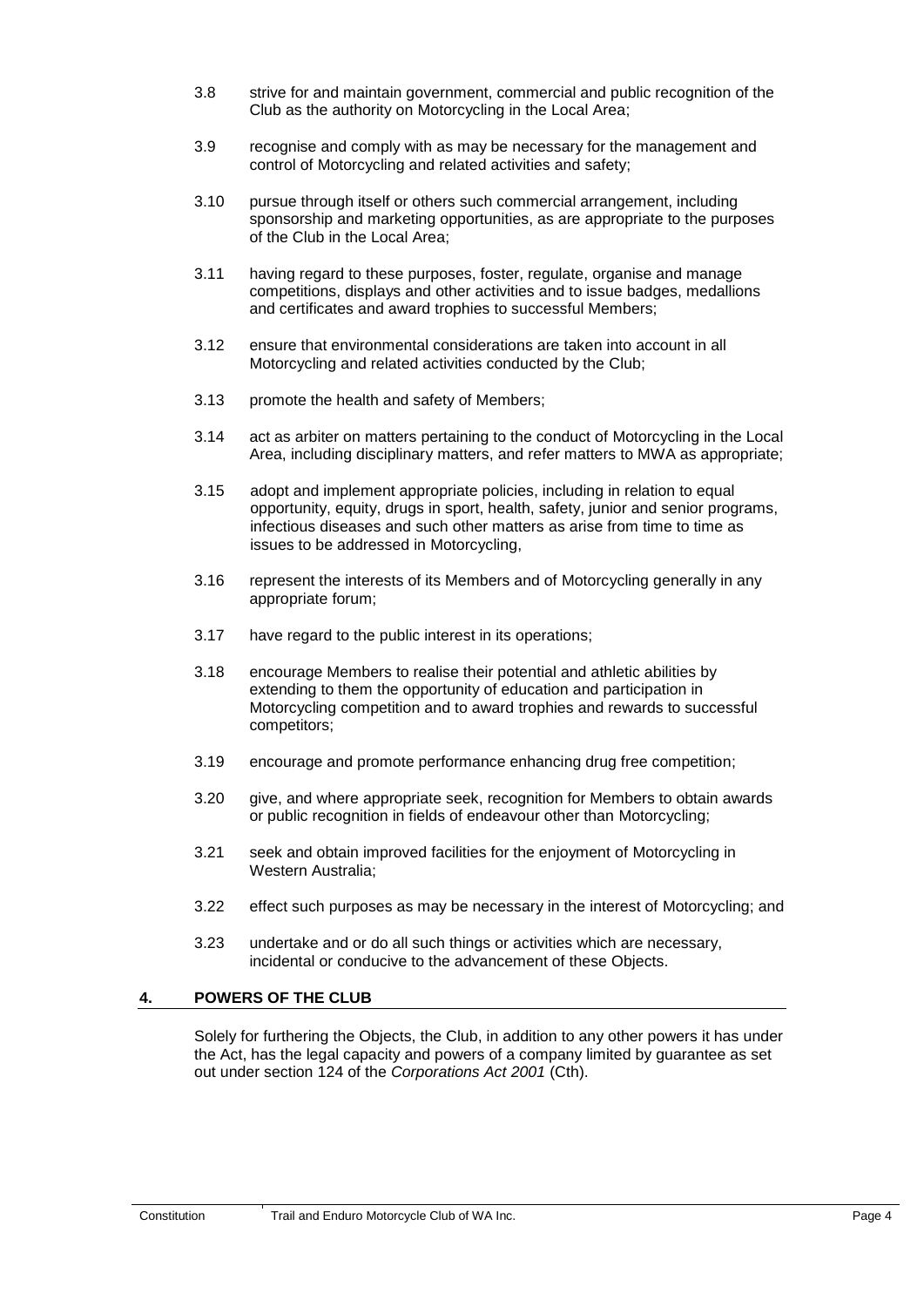3.8 strive for and maintain government, commercial and public recognition of the Club as the authority on Motorcycling in the Local Area;

3.9 recognise and comply with as may be necessary for the management and control of Motorcycling and related activities and safety;

3.10 pursue through itself or others such commercial arrangement, including sponsorship and marketing opportunities, as are appropriate to the purposes of the Club in the Local Area;

3.11 having regard to these purposes, foster, regulate, organise and manage competitions, displays and other activities and to issue badges, medallions and certificates and award trophies to successful Members;

3.12 ensure that environmental considerations are taken into account in all Motorcycling and related activities conducted by the Club;

3.13 promote the health and safety of Members;

3.14 act as arbiter on matters pertaining to the conduct of Motorcycling in the Local Area, including disciplinary matters, and refer matters to MWA as appropriate;

3.15 adopt and implement appropriate policies, including in relation to equal opportunity, equity, drugs in sport, health, safety, junior and senior programs, infectious diseases and such other matters as arise from time to time as issues to be addressed in Motorcycling,

3.16 represent the interests of its Members and of Motorcycling generally in any appropriate forum;

3.17 have regard to the public interest in its operations;

3.18 encourage Members to realise their potential and athletic abilities by extending to them the opportunity of education and participation in Motorcycling competition and to award trophies and rewards to successful competitors;

3.19 encourage and promote performance enhancing drug free competition;

3.20 give, and where appropriate seek, recognition for Members to obtain awards or public recognition in fields of endeavour other than Motorcycling;

3.21 seek and obtain improved facilities for the enjoyment of Motorcycling in Western Australia;

3.22 effect such purposes as may be necessary in the interest of Motorcycling; and

3.23 undertake and or do all such things or activities which are necessary, incidental or conducive to the advancement of these Objects.

## 4. POWERS OF THE CLUB

Solely for furthering the Objects, the Club, in addition to any other powers it has under the Act, has the legal capacity and powers of a company limited by guarantee as set out under section 124 of the *Corporations Act 2001* (Cth).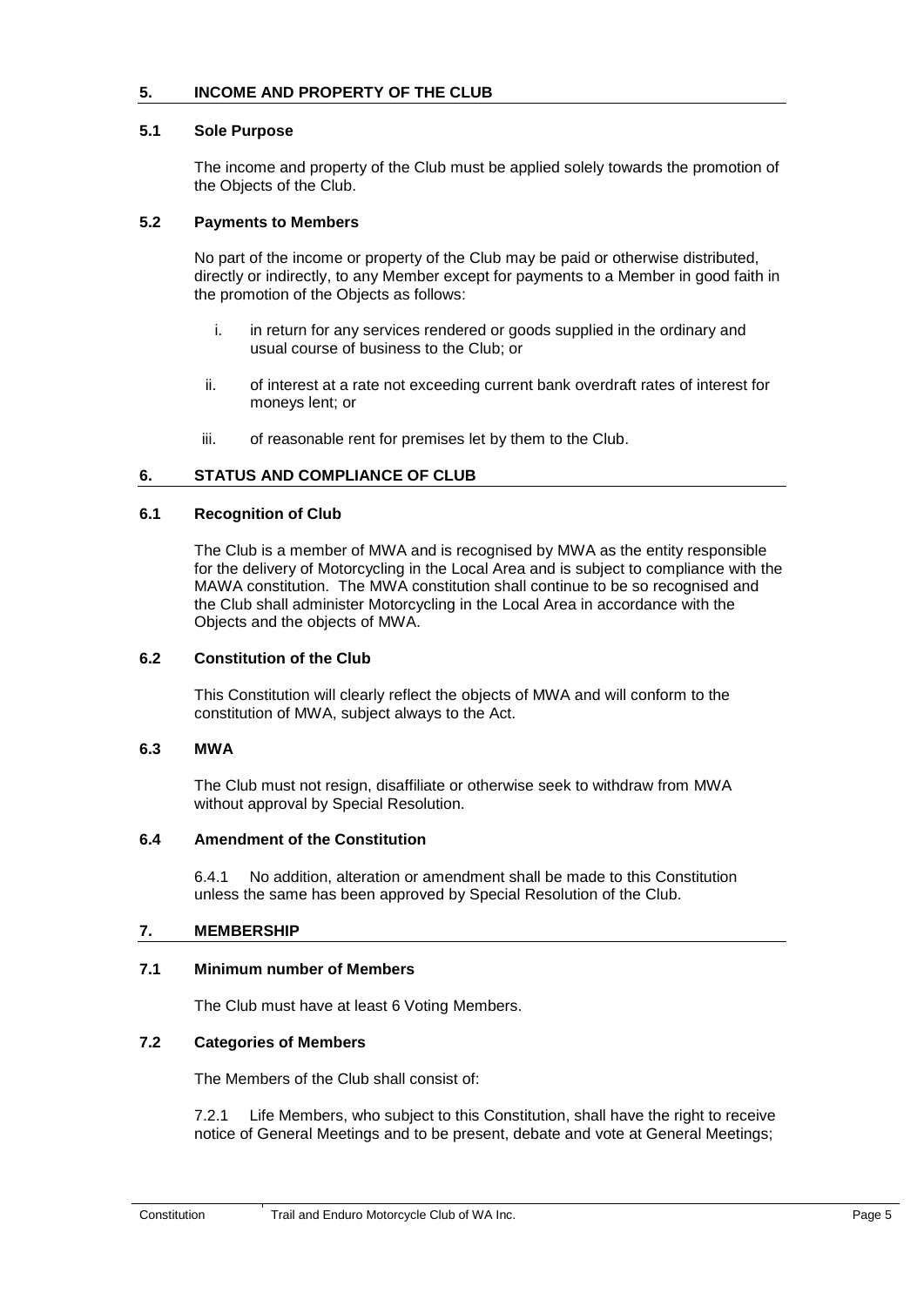## 5. INCOME AND PROPERTY OF THE CLUB

### 5.1 Sole Purpose

The income and property of the Club must be applied solely towards the promotion of the Objects of the Club.

### 5.2 Payments to Members

No part of the income or property of the Club may be paid or otherwise distributed, directly or indirectly, to any Member except for payments to a Member in good faith in the promotion of the Objects as follows:

i. in return for any services rendered or goods supplied in the ordinary and usual course of business to the Club; or

ii. of interest at a rate not exceeding current bank overdraft rates of interest for moneys lent; or

iii. of reasonable rent for premises let by them to the Club.

## 6. STATUS AND COMPLIANCE OF CLUB

### 6.1 Recognition of Club

The Club is a member of MWA and is recognised by MWA as the entity responsible for the delivery of Motorcycling in the Local Area and is subject to compliance with the MAWA constitution. The MWA constitution shall continue to be so recognised and the Club shall administer Motorcycling in the Local Area in accordance with the Objects and the objects of MWA.

### 6.2 Constitution of the Club

This Constitution will clearly reflect the objects of MWA and will conform to the constitution of MWA, subject always to the Act.

### 6.3 MWA

The Club must not resign, disaffiliate or otherwise seek to withdraw from MWA without approval by Special Resolution.

### 6.4 Amendment of the Constitution

6.4.1 No addition, alteration or amendment shall be made to this Constitution unless the same has been approved by Special Resolution of the Club.

## 7. MEMBERSHIP

### 7.1 Minimum number of Members

The Club must have at least 6 Voting Members.

### 7.2 Categories of Members

The Members of the Club shall consist of:

7.2.1 Life Members, who subject to this Constitution, shall have the right to receive notice of General Meetings and to be present, debate and vote at General Meetings;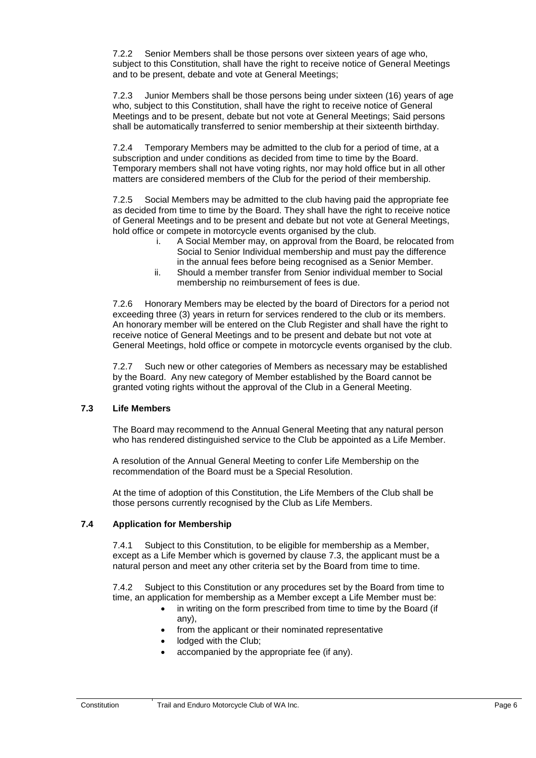7.2.2 Senior Members shall be those persons over sixteen years of age who, subject to this Constitution, shall have the right to receive notice of General Meetings and to be present, debate and vote at General Meetings;

7.2.3 Junior Members shall be those persons being under sixteen (16) years of age who, subject to this Constitution, shall have the right to receive notice of General Meetings and to be present, debate but not vote at General Meetings; Said persons shall be automatically transferred to senior membership at their sixteenth birthday.

7.2.4 Temporary Members may be admitted to the club for a period of time, at a subscription and under conditions as decided from time to time by the Board. Temporary members shall not have voting rights, nor may hold office but in all other matters are considered members of the Club for the period of their membership.

7.2.5 Social Members may be admitted to the club having paid the appropriate fee as decided from time to time by the Board. They shall have the right to receive notice of General Meetings and to be present and debate but not vote at General Meetings, hold office or compete in motorcycle events organised by the club.

i. A Social Member may, on approval from the Board, be relocated from Social to Senior Individual membership and must pay the difference in the annual fees before being recognised as a Senior Member.
ii. Should a member transfer from Senior individual member to Social membership no reimbursement of fees is due.

7.2.6 Honorary Members may be elected by the board of Directors for a period not exceeding three (3) years in return for services rendered to the club or its members. An honorary member will be entered on the Club Register and shall have the right to receive notice of General Meetings and to be present and debate but not vote at General Meetings, hold office or compete in motorcycle events organised by the club.

7.2.7 Such new or other categories of Members as necessary may be established by the Board. Any new category of Member established by the Board cannot be granted voting rights without the approval of the Club in a General Meeting.

### 7.3 Life Members

The Board may recommend to the Annual General Meeting that any natural person who has rendered distinguished service to the Club be appointed as a Life Member.

A resolution of the Annual General Meeting to confer Life Membership on the recommendation of the Board must be a Special Resolution.

At the time of adoption of this Constitution, the Life Members of the Club shall be those persons currently recognised by the Club as Life Members.

### 7.4 Application for Membership

7.4.1 Subject to this Constitution, to be eligible for membership as a Member, except as a Life Member which is governed by clause 7.3, the applicant must be a natural person and meet any other criteria set by the Board from time to time.

7.4.2 Subject to this Constitution or any procedures set by the Board from time to time, an application for membership as a Member except a Life Member must be:

- in writing on the form prescribed from time to time by the Board (if any),
- from the applicant or their nominated representative
- lodged with the Club;
- accompanied by the appropriate fee (if any).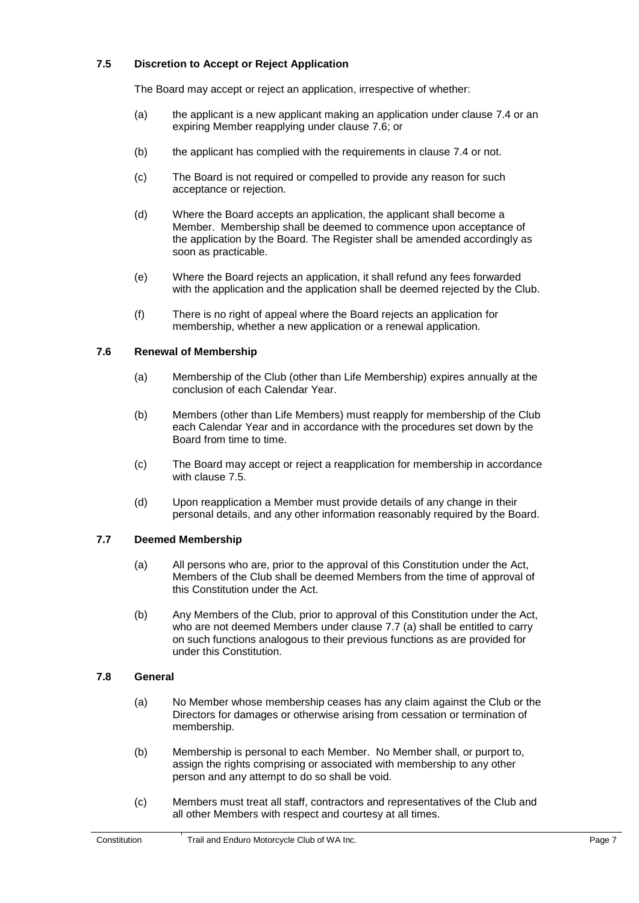### 7.5 Discretion to Accept or Reject Application

The Board may accept or reject an application, irrespective of whether:

(a) the applicant is a new applicant making an application under clause 7.4 or an expiring Member reapplying under clause 7.6; or

(b) the applicant has complied with the requirements in clause 7.4 or not.

(c) The Board is not required or compelled to provide any reason for such acceptance or rejection.

(d) Where the Board accepts an application, the applicant shall become a Member. Membership shall be deemed to commence upon acceptance of the application by the Board. The Register shall be amended accordingly as soon as practicable.

(e) Where the Board rejects an application, it shall refund any fees forwarded with the application and the application shall be deemed rejected by the Club.

(f) There is no right of appeal where the Board rejects an application for membership, whether a new application or a renewal application.

### 7.6 Renewal of Membership

(a) Membership of the Club (other than Life Membership) expires annually at the conclusion of each Calendar Year.

(b) Members (other than Life Members) must reapply for membership of the Club each Calendar Year and in accordance with the procedures set down by the Board from time to time.

(c) The Board may accept or reject a reapplication for membership in accordance with clause 7.5.

(d) Upon reapplication a Member must provide details of any change in their personal details, and any other information reasonably required by the Board.

### 7.7 Deemed Membership

(a) All persons who are, prior to the approval of this Constitution under the Act, Members of the Club shall be deemed Members from the time of approval of this Constitution under the Act.

(b) Any Members of the Club, prior to approval of this Constitution under the Act, who are not deemed Members under clause 7.7 (a) shall be entitled to carry on such functions analogous to their previous functions as are provided for under this Constitution.

### 7.8 General

(a) No Member whose membership ceases has any claim against the Club or the Directors for damages or otherwise arising from cessation or termination of membership.

(b) Membership is personal to each Member. No Member shall, or purport to, assign the rights comprising or associated with membership to any other person and any attempt to do so shall be void.

(c) Members must treat all staff, contractors and representatives of the Club and all other Members with respect and courtesy at all times.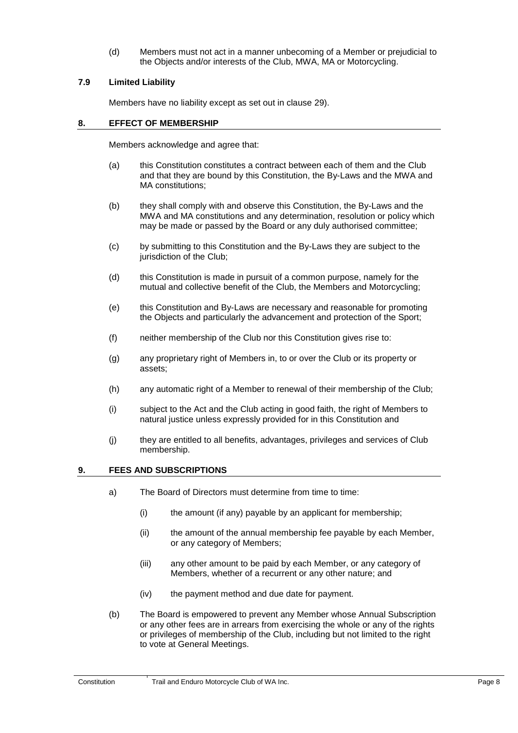(d) Members must not act in a manner unbecoming of a Member or prejudicial to the Objects and/or interests of the Club, MWA, MA or Motorcycling.

### 7.9 Limited Liability

Members have no liability except as set out in clause 29).

## 8. EFFECT OF MEMBERSHIP

Members acknowledge and agree that:

(a) this Constitution constitutes a contract between each of them and the Club and that they are bound by this Constitution, the By-Laws and the MWA and MA constitutions;

(b) they shall comply with and observe this Constitution, the By-Laws and the MWA and MA constitutions and any determination, resolution or policy which may be made or passed by the Board or any duly authorised committee;

(c) by submitting to this Constitution and the By-Laws they are subject to the jurisdiction of the Club;

(d) this Constitution is made in pursuit of a common purpose, namely for the mutual and collective benefit of the Club, the Members and Motorcycling;

(e) this Constitution and By-Laws are necessary and reasonable for promoting the Objects and particularly the advancement and protection of the Sport;

(f) neither membership of the Club nor this Constitution gives rise to:

(g) any proprietary right of Members in, to or over the Club or its property or assets;

(h) any automatic right of a Member to renewal of their membership of the Club;

(i) subject to the Act and the Club acting in good faith, the right of Members to natural justice unless expressly provided for in this Constitution and

(j) they are entitled to all benefits, advantages, privileges and services of Club membership.

## 9. FEES AND SUBSCRIPTIONS

a) The Board of Directors must determine from time to time:

(i) the amount (if any) payable by an applicant for membership;

(ii) the amount of the annual membership fee payable by each Member, or any category of Members;

(iii) any other amount to be paid by each Member, or any category of Members, whether of a recurrent or any other nature; and

(iv) the payment method and due date for payment.

(b) The Board is empowered to prevent any Member whose Annual Subscription or any other fees are in arrears from exercising the whole or any of the rights or privileges of membership of the Club, including but not limited to the right to vote at General Meetings.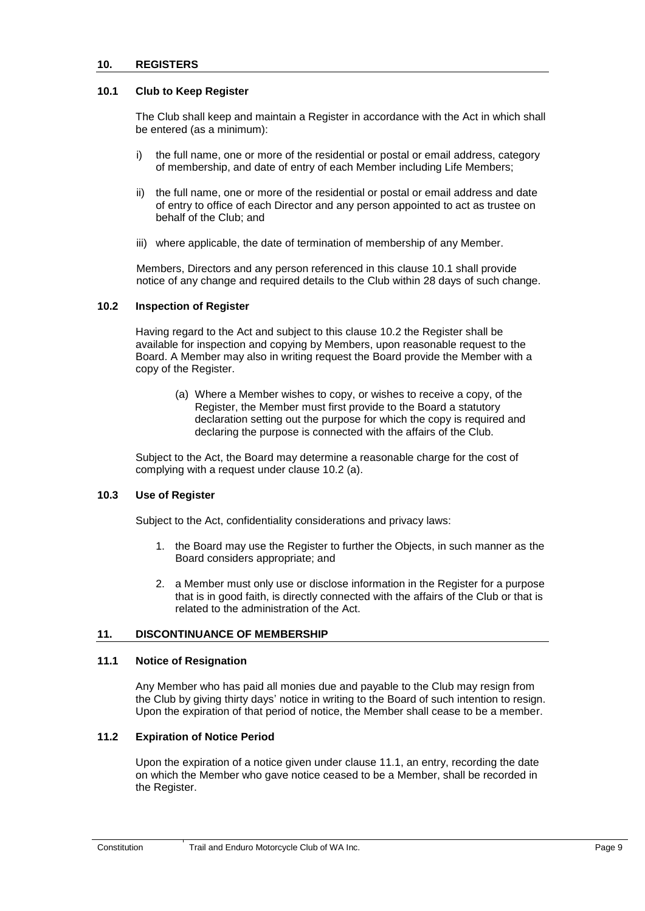## 10. REGISTERS

### 10.1 Club to Keep Register

The Club shall keep and maintain a Register in accordance with the Act in which shall be entered (as a minimum):

i) the full name, one or more of the residential or postal or email address, category of membership, and date of entry of each Member including Life Members;

ii) the full name, one or more of the residential or postal or email address and date of entry to office of each Director and any person appointed to act as trustee on behalf of the Club; and

iii) where applicable, the date of termination of membership of any Member.

Members, Directors and any person referenced in this clause 10.1 shall provide notice of any change and required details to the Club within 28 days of such change.

### 10.2 Inspection of Register

Having regard to the Act and subject to this clause 10.2 the Register shall be available for inspection and copying by Members, upon reasonable request to the Board. A Member may also in writing request the Board provide the Member with a copy of the Register.

(a) Where a Member wishes to copy, or wishes to receive a copy, of the Register, the Member must first provide to the Board a statutory declaration setting out the purpose for which the copy is required and declaring the purpose is connected with the affairs of the Club.

Subject to the Act, the Board may determine a reasonable charge for the cost of complying with a request under clause 10.2 (a).

### 10.3 Use of Register

Subject to the Act, confidentiality considerations and privacy laws:

1. the Board may use the Register to further the Objects, in such manner as the Board considers appropriate; and
2. a Member must only use or disclose information in the Register for a purpose that is in good faith, is directly connected with the affairs of the Club or that is related to the administration of the Act.

## 11. DISCONTINUANCE OF MEMBERSHIP

### 11.1 Notice of Resignation

Any Member who has paid all monies due and payable to the Club may resign from the Club by giving thirty days' notice in writing to the Board of such intention to resign. Upon the expiration of that period of notice, the Member shall cease to be a member.

### 11.2 Expiration of Notice Period

Upon the expiration of a notice given under clause 11.1, an entry, recording the date on which the Member who gave notice ceased to be a Member, shall be recorded in the Register.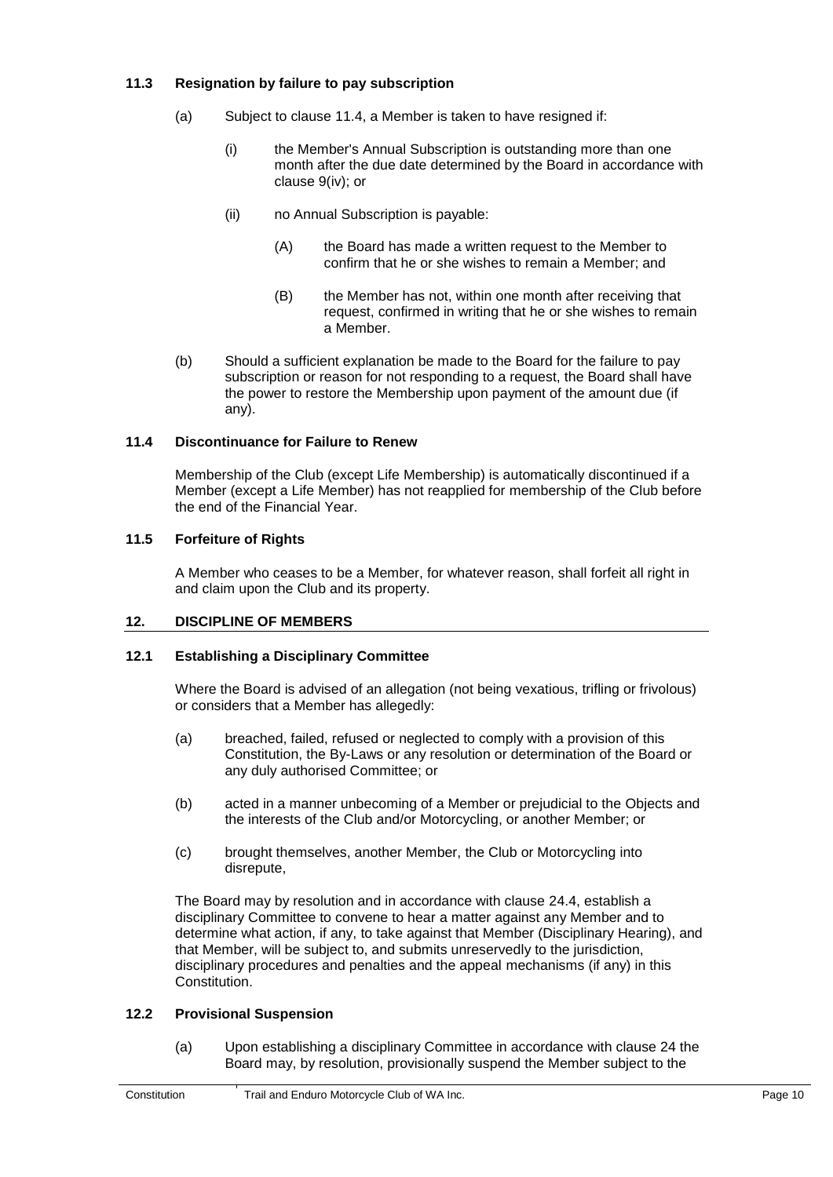### 11.3 Resignation by failure to pay subscription

(a) Subject to clause 11.4, a Member is taken to have resigned if:

  (i) the Member's Annual Subscription is outstanding more than one month after the due date determined by the Board in accordance with clause 9(iv); or

  (ii) no Annual Subscription is payable:

    (A) the Board has made a written request to the Member to confirm that he or she wishes to remain a Member; and

    (B) the Member has not, within one month after receiving that request, confirmed in writing that he or she wishes to remain a Member.

(b) Should a sufficient explanation be made to the Board for the failure to pay subscription or reason for not responding to a request, the Board shall have the power to restore the Membership upon payment of the amount due (if any).

### 11.4 Discontinuance for Failure to Renew

Membership of the Club (except Life Membership) is automatically discontinued if a Member (except a Life Member) has not reapplied for membership of the Club before the end of the Financial Year.

### 11.5 Forfeiture of Rights

A Member who ceases to be a Member, for whatever reason, shall forfeit all right in and claim upon the Club and its property.

## 12. DISCIPLINE OF MEMBERS

### 12.1 Establishing a Disciplinary Committee

Where the Board is advised of an allegation (not being vexatious, trifling or frivolous) or considers that a Member has allegedly:

(a) breached, failed, refused or neglected to comply with a provision of this Constitution, the By-Laws or any resolution or determination of the Board or any duly authorised Committee; or

(b) acted in a manner unbecoming of a Member or prejudicial to the Objects and the interests of the Club and/or Motorcycling, or another Member; or

(c) brought themselves, another Member, the Club or Motorcycling into disrepute,

The Board may by resolution and in accordance with clause 24.4, establish a disciplinary Committee to convene to hear a matter against any Member and to determine what action, if any, to take against that Member (Disciplinary Hearing), and that Member, will be subject to, and submits unreservedly to the jurisdiction, disciplinary procedures and penalties and the appeal mechanisms (if any) in this Constitution.

### 12.2 Provisional Suspension

(a) Upon establishing a disciplinary Committee in accordance with clause 24 the Board may, by resolution, provisionally suspend the Member subject to the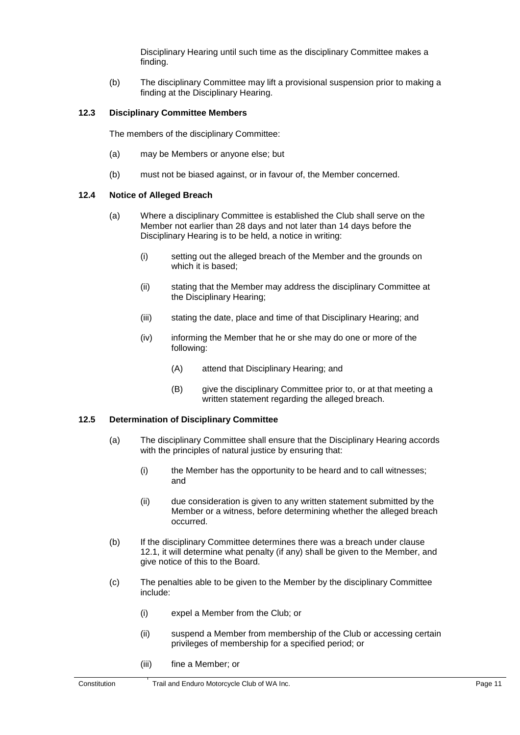Disciplinary Hearing until such time as the disciplinary Committee makes a finding.

(b) The disciplinary Committee may lift a provisional suspension prior to making a finding at the Disciplinary Hearing.

### 12.3 Disciplinary Committee Members

The members of the disciplinary Committee:

(a) may be Members or anyone else; but

(b) must not be biased against, or in favour of, the Member concerned.

### 12.4 Notice of Alleged Breach

(a) Where a disciplinary Committee is established the Club shall serve on the Member not earlier than 28 days and not later than 14 days before the Disciplinary Hearing is to be held, a notice in writing:

(i) setting out the alleged breach of the Member and the grounds on which it is based;

(ii) stating that the Member may address the disciplinary Committee at the Disciplinary Hearing;

(iii) stating the date, place and time of that Disciplinary Hearing; and

(iv) informing the Member that he or she may do one or more of the following:

(A) attend that Disciplinary Hearing; and

(B) give the disciplinary Committee prior to, or at that meeting a written statement regarding the alleged breach.

### 12.5 Determination of Disciplinary Committee

(a) The disciplinary Committee shall ensure that the Disciplinary Hearing accords with the principles of natural justice by ensuring that:

(i) the Member has the opportunity to be heard and to call witnesses; and

(ii) due consideration is given to any written statement submitted by the Member or a witness, before determining whether the alleged breach occurred.

(b) If the disciplinary Committee determines there was a breach under clause 12.1, it will determine what penalty (if any) shall be given to the Member, and give notice of this to the Board.

(c) The penalties able to be given to the Member by the disciplinary Committee include:

(i) expel a Member from the Club; or

(ii) suspend a Member from membership of the Club or accessing certain privileges of membership for a specified period; or

(iii) fine a Member; or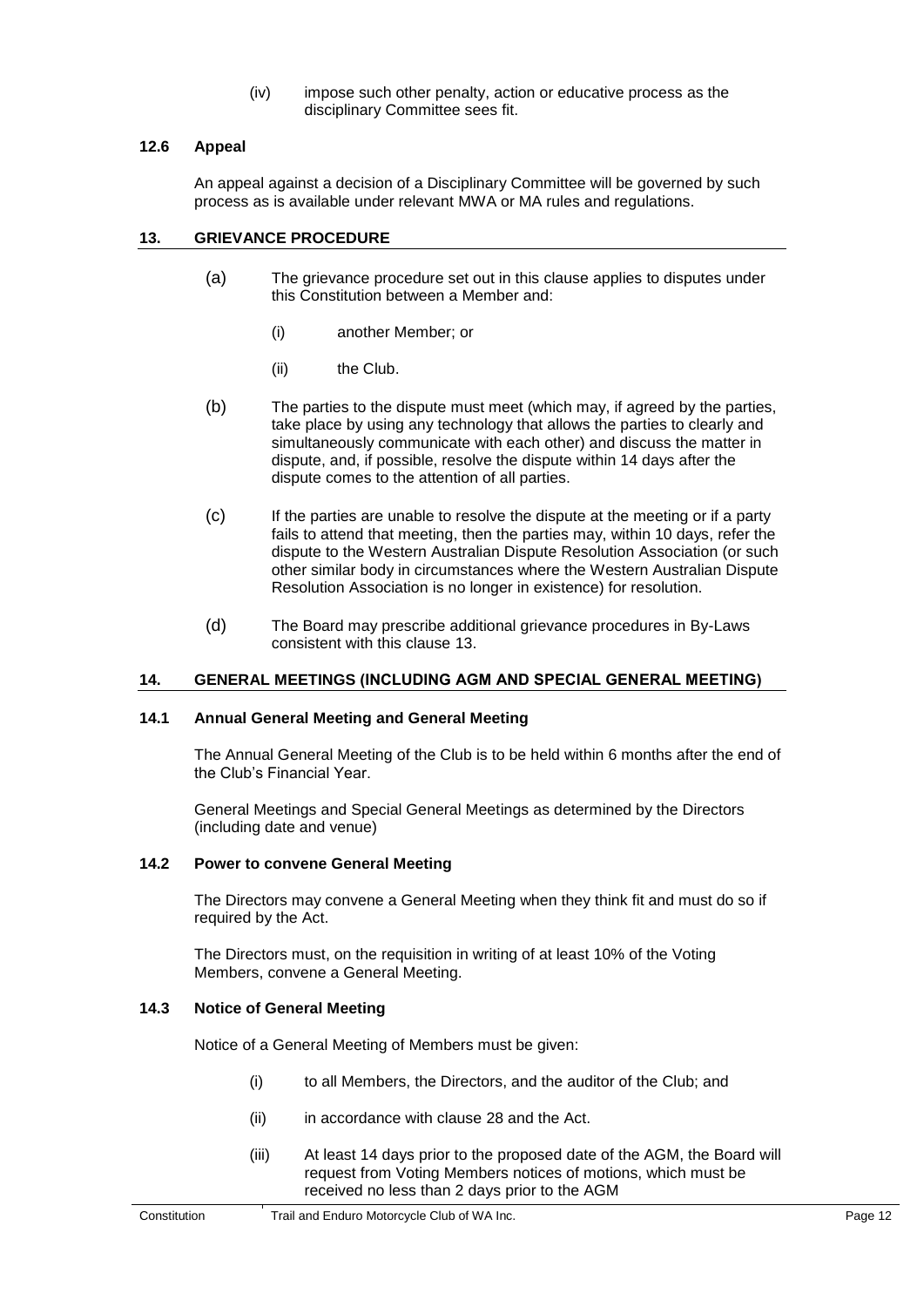(iv) impose such other penalty, action or educative process as the disciplinary Committee sees fit.

### 12.6 Appeal

An appeal against a decision of a Disciplinary Committee will be governed by such process as is available under relevant MWA or MA rules and regulations.

## 13. GRIEVANCE PROCEDURE

(a) The grievance procedure set out in this clause applies to disputes under this Constitution between a Member and:

(i) another Member; or

(ii) the Club.

(b) The parties to the dispute must meet (which may, if agreed by the parties, take place by using any technology that allows the parties to clearly and simultaneously communicate with each other) and discuss the matter in dispute, and, if possible, resolve the dispute within 14 days after the dispute comes to the attention of all parties.

(c) If the parties are unable to resolve the dispute at the meeting or if a party fails to attend that meeting, then the parties may, within 10 days, refer the dispute to the Western Australian Dispute Resolution Association (or such other similar body in circumstances where the Western Australian Dispute Resolution Association is no longer in existence) for resolution.

(d) The Board may prescribe additional grievance procedures in By-Laws consistent with this clause 13.

## 14. GENERAL MEETINGS (INCLUDING AGM AND SPECIAL GENERAL MEETING)

### 14.1 Annual General Meeting and General Meeting

The Annual General Meeting of the Club is to be held within 6 months after the end of the Club's Financial Year.

General Meetings and Special General Meetings as determined by the Directors (including date and venue)

### 14.2 Power to convene General Meeting

The Directors may convene a General Meeting when they think fit and must do so if required by the Act.

The Directors must, on the requisition in writing of at least 10% of the Voting Members, convene a General Meeting.

### 14.3 Notice of General Meeting

Notice of a General Meeting of Members must be given:

(i) to all Members, the Directors, and the auditor of the Club; and

(ii) in accordance with clause 28 and the Act.

(iii) At least 14 days prior to the proposed date of the AGM, the Board will request from Voting Members notices of motions, which must be received no less than 2 days prior to the AGM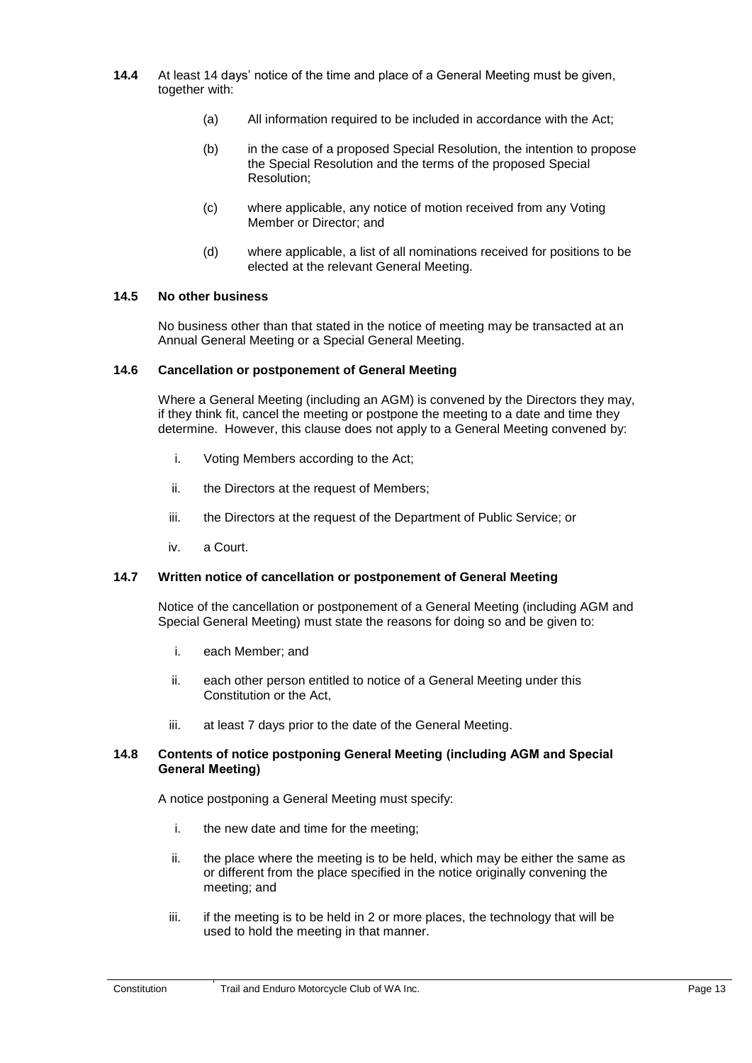**14.4** At least 14 days' notice of the time and place of a General Meeting must be given, together with:

(a) All information required to be included in accordance with the Act;

(b) in the case of a proposed Special Resolution, the intention to propose the Special Resolution and the terms of the proposed Special Resolution;

(c) where applicable, any notice of motion received from any Voting Member or Director; and

(d) where applicable, a list of all nominations received for positions to be elected at the relevant General Meeting.

### 14.5 No other business

No business other than that stated in the notice of meeting may be transacted at an Annual General Meeting or a Special General Meeting.

### 14.6 Cancellation or postponement of General Meeting

Where a General Meeting (including an AGM) is convened by the Directors they may, if they think fit, cancel the meeting or postpone the meeting to a date and time they determine. However, this clause does not apply to a General Meeting convened by:

i. Voting Members according to the Act;

ii. the Directors at the request of Members;

iii. the Directors at the request of the Department of Public Service; or

iv. a Court.

### 14.7 Written notice of cancellation or postponement of General Meeting

Notice of the cancellation or postponement of a General Meeting (including AGM and Special General Meeting) must state the reasons for doing so and be given to:

i. each Member; and

ii. each other person entitled to notice of a General Meeting under this Constitution or the Act,

iii. at least 7 days prior to the date of the General Meeting.

### 14.8 Contents of notice postponing General Meeting (including AGM and Special General Meeting)

A notice postponing a General Meeting must specify:

i. the new date and time for the meeting;

ii. the place where the meeting is to be held, which may be either the same as or different from the place specified in the notice originally convening the meeting; and

iii. if the meeting is to be held in 2 or more places, the technology that will be used to hold the meeting in that manner.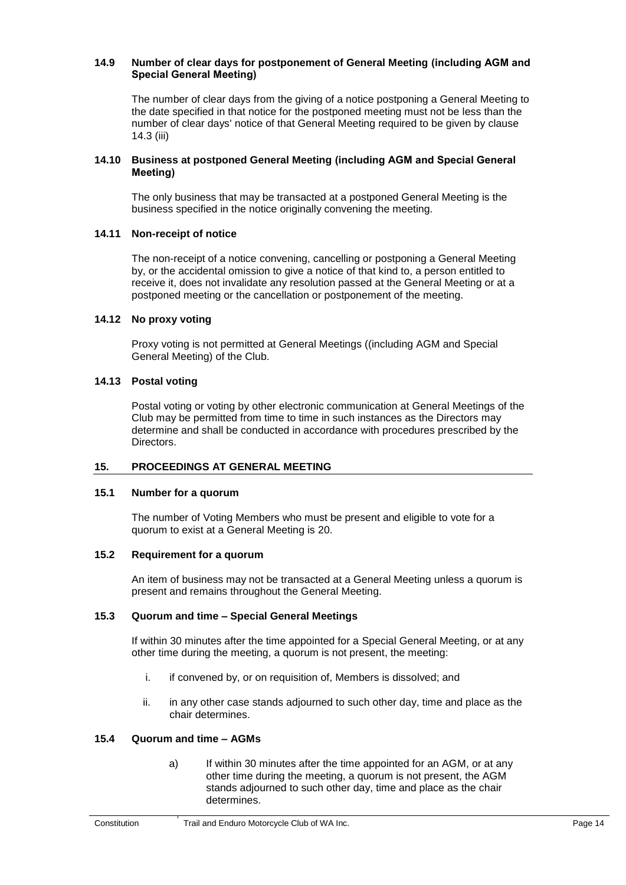### 14.9 Number of clear days for postponement of General Meeting (including AGM and Special General Meeting)

The number of clear days from the giving of a notice postponing a General Meeting to the date specified in that notice for the postponed meeting must not be less than the number of clear days' notice of that General Meeting required to be given by clause 14.3 (iii)

### 14.10 Business at postponed General Meeting (including AGM and Special General Meeting)

The only business that may be transacted at a postponed General Meeting is the business specified in the notice originally convening the meeting.

### 14.11 Non-receipt of notice

The non-receipt of a notice convening, cancelling or postponing a General Meeting by, or the accidental omission to give a notice of that kind to, a person entitled to receive it, does not invalidate any resolution passed at the General Meeting or at a postponed meeting or the cancellation or postponement of the meeting.

### 14.12 No proxy voting

Proxy voting is not permitted at General Meetings ((including AGM and Special General Meeting) of the Club.

### 14.13 Postal voting

Postal voting or voting by other electronic communication at General Meetings of the Club may be permitted from time to time in such instances as the Directors may determine and shall be conducted in accordance with procedures prescribed by the Directors.

## 15. PROCEEDINGS AT GENERAL MEETING

### 15.1 Number for a quorum

The number of Voting Members who must be present and eligible to vote for a quorum to exist at a General Meeting is 20.

### 15.2 Requirement for a quorum

An item of business may not be transacted at a General Meeting unless a quorum is present and remains throughout the General Meeting.

### 15.3 Quorum and time – Special General Meetings

If within 30 minutes after the time appointed for a Special General Meeting, or at any other time during the meeting, a quorum is not present, the meeting:

i. if convened by, or on requisition of, Members is dissolved; and

ii. in any other case stands adjourned to such other day, time and place as the chair determines.

### 15.4 Quorum and time – AGMs

a) If within 30 minutes after the time appointed for an AGM, or at any other time during the meeting, a quorum is not present, the AGM stands adjourned to such other day, time and place as the chair determines.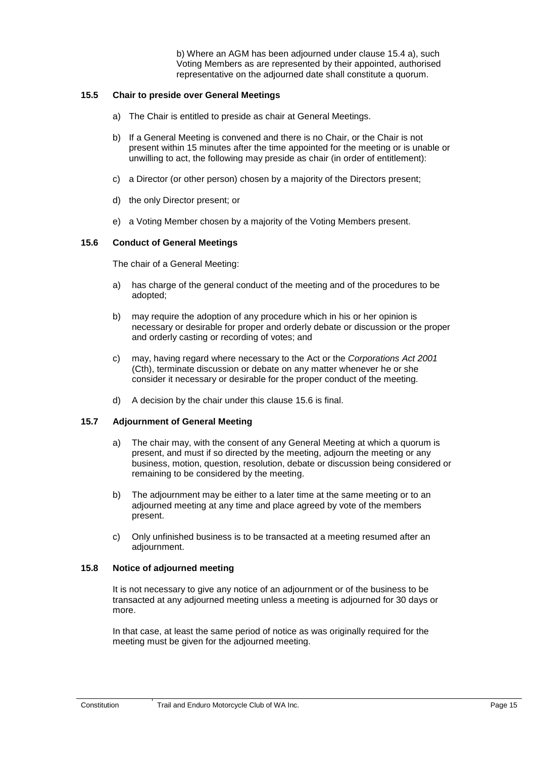b) Where an AGM has been adjourned under clause 15.4 a), such Voting Members as are represented by their appointed, authorised representative on the adjourned date shall constitute a quorum.

### 15.5 Chair to preside over General Meetings

a) The Chair is entitled to preside as chair at General Meetings.

b) If a General Meeting is convened and there is no Chair, or the Chair is not present within 15 minutes after the time appointed for the meeting or is unable or unwilling to act, the following may preside as chair (in order of entitlement):

c) a Director (or other person) chosen by a majority of the Directors present;

d) the only Director present; or

e) a Voting Member chosen by a majority of the Voting Members present.

### 15.6 Conduct of General Meetings

The chair of a General Meeting:

a) has charge of the general conduct of the meeting and of the procedures to be adopted;

b) may require the adoption of any procedure which in his or her opinion is necessary or desirable for proper and orderly debate or discussion or the proper and orderly casting or recording of votes; and

c) may, having regard where necessary to the Act or the *Corporations Act 2001* (Cth), terminate discussion or debate on any matter whenever he or she consider it necessary or desirable for the proper conduct of the meeting.

d) A decision by the chair under this clause 15.6 is final.

### 15.7 Adjournment of General Meeting

a) The chair may, with the consent of any General Meeting at which a quorum is present, and must if so directed by the meeting, adjourn the meeting or any business, motion, question, resolution, debate or discussion being considered or remaining to be considered by the meeting.

b) The adjournment may be either to a later time at the same meeting or to an adjourned meeting at any time and place agreed by vote of the members present.

c) Only unfinished business is to be transacted at a meeting resumed after an adjournment.

### 15.8 Notice of adjourned meeting

It is not necessary to give any notice of an adjournment or of the business to be transacted at any adjourned meeting unless a meeting is adjourned for 30 days or more.

In that case, at least the same period of notice as was originally required for the meeting must be given for the adjourned meeting.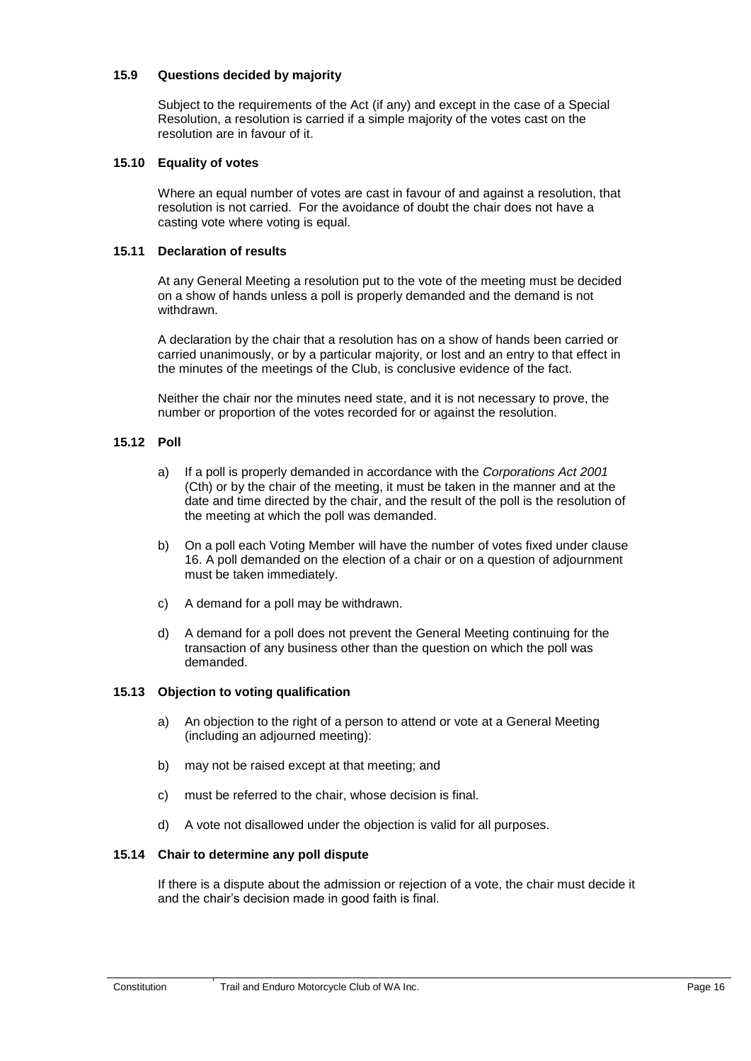### 15.9 Questions decided by majority

Subject to the requirements of the Act (if any) and except in the case of a Special Resolution, a resolution is carried if a simple majority of the votes cast on the resolution are in favour of it.

### 15.10 Equality of votes

Where an equal number of votes are cast in favour of and against a resolution, that resolution is not carried. For the avoidance of doubt the chair does not have a casting vote where voting is equal.

### 15.11 Declaration of results

At any General Meeting a resolution put to the vote of the meeting must be decided on a show of hands unless a poll is properly demanded and the demand is not withdrawn.

A declaration by the chair that a resolution has on a show of hands been carried or carried unanimously, or by a particular majority, or lost and an entry to that effect in the minutes of the meetings of the Club, is conclusive evidence of the fact.

Neither the chair nor the minutes need state, and it is not necessary to prove, the number or proportion of the votes recorded for or against the resolution.

### 15.12 Poll

a) If a poll is properly demanded in accordance with the *Corporations Act 2001* (Cth) or by the chair of the meeting, it must be taken in the manner and at the date and time directed by the chair, and the result of the poll is the resolution of the meeting at which the poll was demanded.

b) On a poll each Voting Member will have the number of votes fixed under clause 16. A poll demanded on the election of a chair or on a question of adjournment must be taken immediately.

c) A demand for a poll may be withdrawn.

d) A demand for a poll does not prevent the General Meeting continuing for the transaction of any business other than the question on which the poll was demanded.

### 15.13 Objection to voting qualification

a) An objection to the right of a person to attend or vote at a General Meeting (including an adjourned meeting):

b) may not be raised except at that meeting; and

c) must be referred to the chair, whose decision is final.

d) A vote not disallowed under the objection is valid for all purposes.

### 15.14 Chair to determine any poll dispute

If there is a dispute about the admission or rejection of a vote, the chair must decide it and the chair's decision made in good faith is final.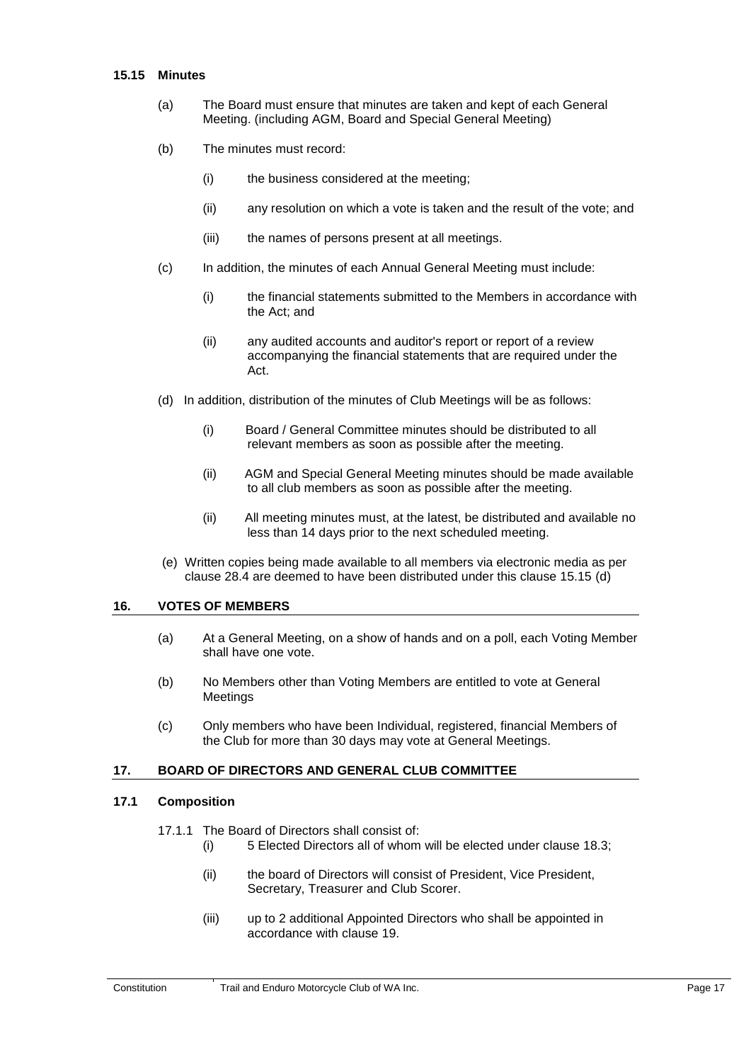### 15.15 Minutes

(a) The Board must ensure that minutes are taken and kept of each General Meeting. (including AGM, Board and Special General Meeting)

(b) The minutes must record:

(i) the business considered at the meeting;

(ii) any resolution on which a vote is taken and the result of the vote; and

(iii) the names of persons present at all meetings.

(c) In addition, the minutes of each Annual General Meeting must include:

(i) the financial statements submitted to the Members in accordance with the Act; and

(ii) any audited accounts and auditor's report or report of a review accompanying the financial statements that are required under the Act.

(d) In addition, distribution of the minutes of Club Meetings will be as follows:

(i) Board / General Committee minutes should be distributed to all relevant members as soon as possible after the meeting.

(ii) AGM and Special General Meeting minutes should be made available to all club members as soon as possible after the meeting.

(ii) All meeting minutes must, at the latest, be distributed and available no less than 14 days prior to the next scheduled meeting.

(e) Written copies being made available to all members via electronic media as per clause 28.4 are deemed to have been distributed under this clause 15.15 (d)

## 16. VOTES OF MEMBERS

(a) At a General Meeting, on a show of hands and on a poll, each Voting Member shall have one vote.

(b) No Members other than Voting Members are entitled to vote at General Meetings

(c) Only members who have been Individual, registered, financial Members of the Club for more than 30 days may vote at General Meetings.

## 17. BOARD OF DIRECTORS AND GENERAL CLUB COMMITTEE

### 17.1 Composition

17.1.1 The Board of Directors shall consist of:

(i) 5 Elected Directors all of whom will be elected under clause 18.3;

(ii) the board of Directors will consist of President, Vice President, Secretary, Treasurer and Club Scorer.

(iii) up to 2 additional Appointed Directors who shall be appointed in accordance with clause 19.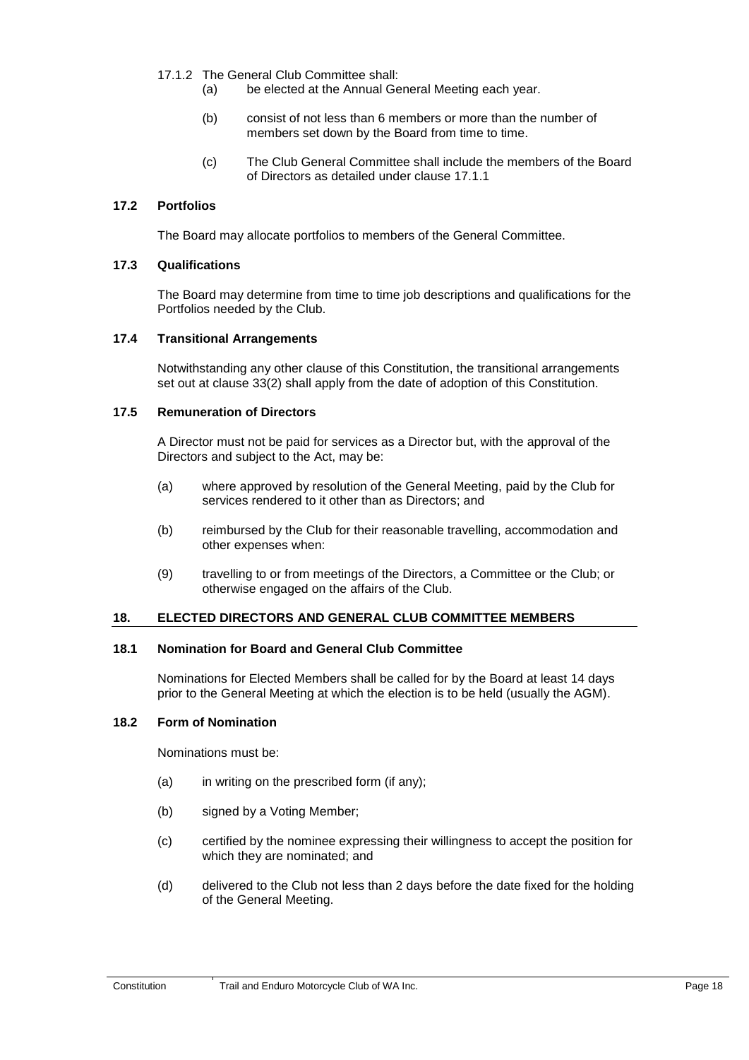17.1.2 The General Club Committee shall:

(a) be elected at the Annual General Meeting each year.

(b) consist of not less than 6 members or more than the number of members set down by the Board from time to time.

(c) The Club General Committee shall include the members of the Board of Directors as detailed under clause 17.1.1

### 17.2 Portfolios

The Board may allocate portfolios to members of the General Committee.

### 17.3 Qualifications

The Board may determine from time to time job descriptions and qualifications for the Portfolios needed by the Club.

### 17.4 Transitional Arrangements

Notwithstanding any other clause of this Constitution, the transitional arrangements set out at clause 33(2) shall apply from the date of adoption of this Constitution.

### 17.5 Remuneration of Directors

A Director must not be paid for services as a Director but, with the approval of the Directors and subject to the Act, may be:

(a) where approved by resolution of the General Meeting, paid by the Club for services rendered to it other than as Directors; and

(b) reimbursed by the Club for their reasonable travelling, accommodation and other expenses when:

(9) travelling to or from meetings of the Directors, a Committee or the Club; or otherwise engaged on the affairs of the Club.

## 18. ELECTED DIRECTORS AND GENERAL CLUB COMMITTEE MEMBERS

### 18.1 Nomination for Board and General Club Committee

Nominations for Elected Members shall be called for by the Board at least 14 days prior to the General Meeting at which the election is to be held (usually the AGM).

### 18.2 Form of Nomination

Nominations must be:

(a) in writing on the prescribed form (if any);

(b) signed by a Voting Member;

(c) certified by the nominee expressing their willingness to accept the position for which they are nominated; and

(d) delivered to the Club not less than 2 days before the date fixed for the holding of the General Meeting.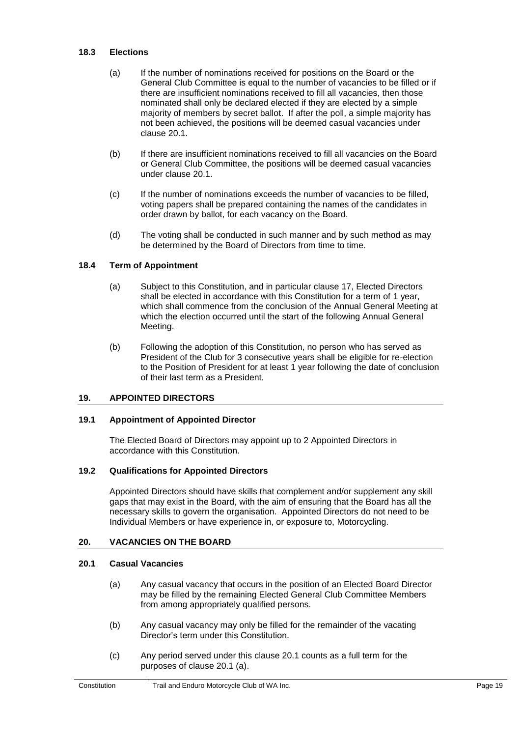### 18.3 Elections

(a) If the number of nominations received for positions on the Board or the General Club Committee is equal to the number of vacancies to be filled or if there are insufficient nominations received to fill all vacancies, then those nominated shall only be declared elected if they are elected by a simple majority of members by secret ballot. If after the poll, a simple majority has not been achieved, the positions will be deemed casual vacancies under clause 20.1.

(b) If there are insufficient nominations received to fill all vacancies on the Board or General Club Committee, the positions will be deemed casual vacancies under clause 20.1.

(c) If the number of nominations exceeds the number of vacancies to be filled, voting papers shall be prepared containing the names of the candidates in order drawn by ballot, for each vacancy on the Board.

(d) The voting shall be conducted in such manner and by such method as may be determined by the Board of Directors from time to time.

### 18.4 Term of Appointment

(a) Subject to this Constitution, and in particular clause 17, Elected Directors shall be elected in accordance with this Constitution for a term of 1 year, which shall commence from the conclusion of the Annual General Meeting at which the election occurred until the start of the following Annual General Meeting.

(b) Following the adoption of this Constitution, no person who has served as President of the Club for 3 consecutive years shall be eligible for re-election to the Position of President for at least 1 year following the date of conclusion of their last term as a President.

## 19. APPOINTED DIRECTORS

### 19.1 Appointment of Appointed Director

The Elected Board of Directors may appoint up to 2 Appointed Directors in accordance with this Constitution.

### 19.2 Qualifications for Appointed Directors

Appointed Directors should have skills that complement and/or supplement any skill gaps that may exist in the Board, with the aim of ensuring that the Board has all the necessary skills to govern the organisation. Appointed Directors do not need to be Individual Members or have experience in, or exposure to, Motorcycling.

## 20. VACANCIES ON THE BOARD

### 20.1 Casual Vacancies

(a) Any casual vacancy that occurs in the position of an Elected Board Director may be filled by the remaining Elected General Club Committee Members from among appropriately qualified persons.

(b) Any casual vacancy may only be filled for the remainder of the vacating Director's term under this Constitution.

(c) Any period served under this clause 20.1 counts as a full term for the purposes of clause 20.1 (a).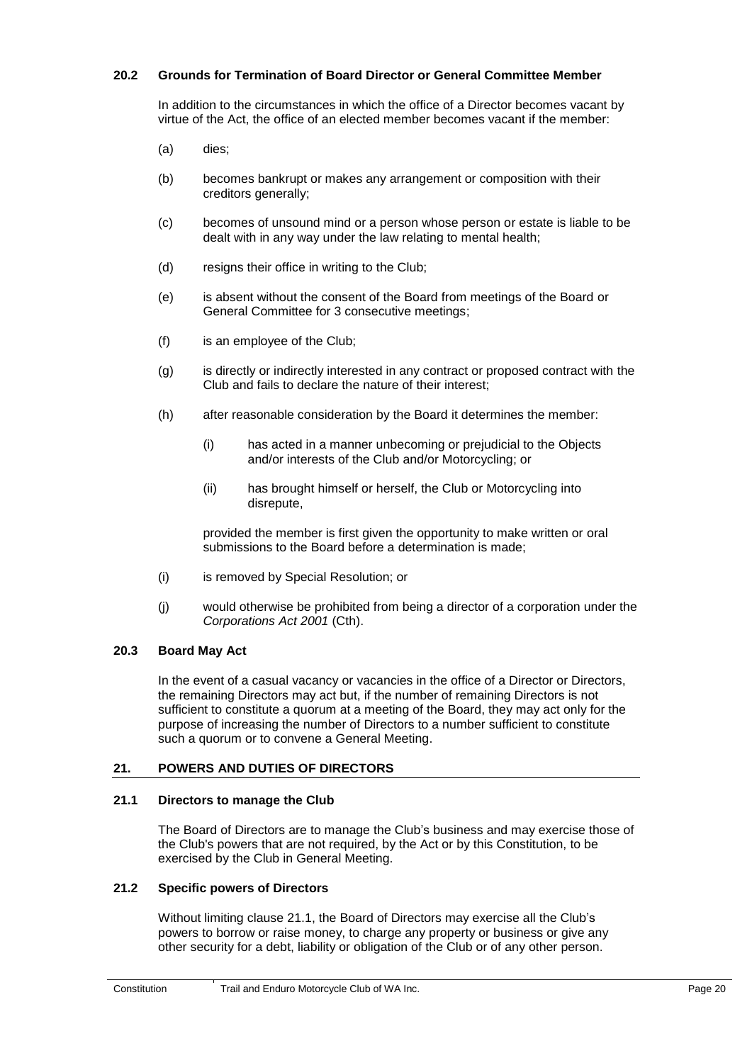### 20.2 Grounds for Termination of Board Director or General Committee Member

In addition to the circumstances in which the office of a Director becomes vacant by virtue of the Act, the office of an elected member becomes vacant if the member:

(a) dies;

(b) becomes bankrupt or makes any arrangement or composition with their creditors generally;

(c) becomes of unsound mind or a person whose person or estate is liable to be dealt with in any way under the law relating to mental health;

(d) resigns their office in writing to the Club;

(e) is absent without the consent of the Board from meetings of the Board or General Committee for 3 consecutive meetings;

(f) is an employee of the Club;

(g) is directly or indirectly interested in any contract or proposed contract with the Club and fails to declare the nature of their interest;

(h) after reasonable consideration by the Board it determines the member:

> (i) has acted in a manner unbecoming or prejudicial to the Objects and/or interests of the Club and/or Motorcycling; or
>
> (ii) has brought himself or herself, the Club or Motorcycling into disrepute,

provided the member is first given the opportunity to make written or oral submissions to the Board before a determination is made;

(i) is removed by Special Resolution; or

(j) would otherwise be prohibited from being a director of a corporation under the *Corporations Act 2001* (Cth).

### 20.3 Board May Act

In the event of a casual vacancy or vacancies in the office of a Director or Directors, the remaining Directors may act but, if the number of remaining Directors is not sufficient to constitute a quorum at a meeting of the Board, they may act only for the purpose of increasing the number of Directors to a number sufficient to constitute such a quorum or to convene a General Meeting.

## 21. POWERS AND DUTIES OF DIRECTORS

### 21.1 Directors to manage the Club

The Board of Directors are to manage the Club's business and may exercise those of the Club's powers that are not required, by the Act or by this Constitution, to be exercised by the Club in General Meeting.

### 21.2 Specific powers of Directors

Without limiting clause 21.1, the Board of Directors may exercise all the Club's powers to borrow or raise money, to charge any property or business or give any other security for a debt, liability or obligation of the Club or of any other person.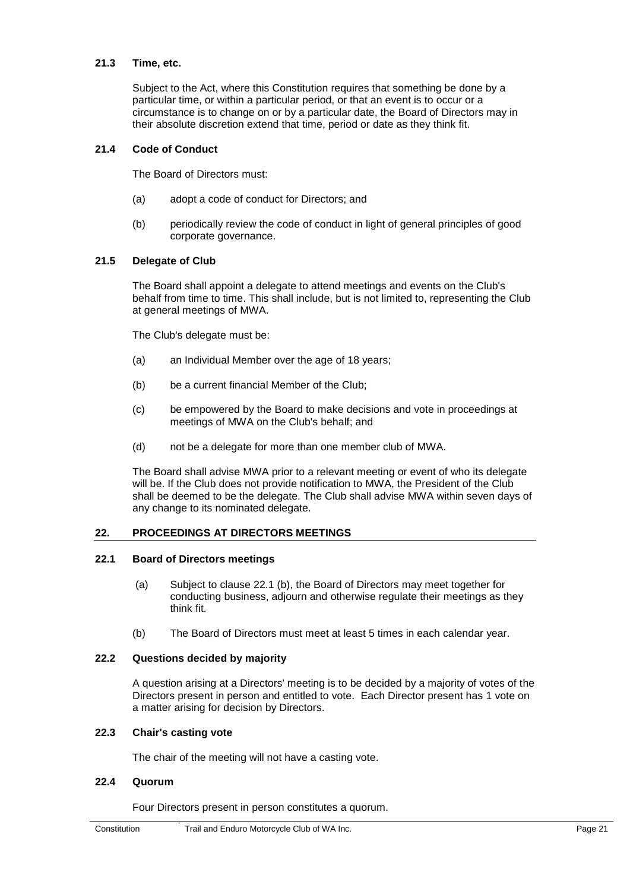### 21.3 Time, etc.

Subject to the Act, where this Constitution requires that something be done by a particular time, or within a particular period, or that an event is to occur or a circumstance is to change on or by a particular date, the Board of Directors may in their absolute discretion extend that time, period or date as they think fit.

### 21.4 Code of Conduct

The Board of Directors must:

(a) adopt a code of conduct for Directors; and

(b) periodically review the code of conduct in light of general principles of good corporate governance.

### 21.5 Delegate of Club

The Board shall appoint a delegate to attend meetings and events on the Club's behalf from time to time. This shall include, but is not limited to, representing the Club at general meetings of MWA.

The Club's delegate must be:

(a) an Individual Member over the age of 18 years;

(b) be a current financial Member of the Club;

(c) be empowered by the Board to make decisions and vote in proceedings at meetings of MWA on the Club's behalf; and

(d) not be a delegate for more than one member club of MWA.

The Board shall advise MWA prior to a relevant meeting or event of who its delegate will be. If the Club does not provide notification to MWA, the President of the Club shall be deemed to be the delegate. The Club shall advise MWA within seven days of any change to its nominated delegate.

## 22. PROCEEDINGS AT DIRECTORS MEETINGS

### 22.1 Board of Directors meetings

(a) Subject to clause 22.1 (b), the Board of Directors may meet together for conducting business, adjourn and otherwise regulate their meetings as they think fit.

(b) The Board of Directors must meet at least 5 times in each calendar year.

### 22.2 Questions decided by majority

A question arising at a Directors' meeting is to be decided by a majority of votes of the Directors present in person and entitled to vote. Each Director present has 1 vote on a matter arising for decision by Directors.

### 22.3 Chair's casting vote

The chair of the meeting will not have a casting vote.

### 22.4 Quorum

Four Directors present in person constitutes a quorum.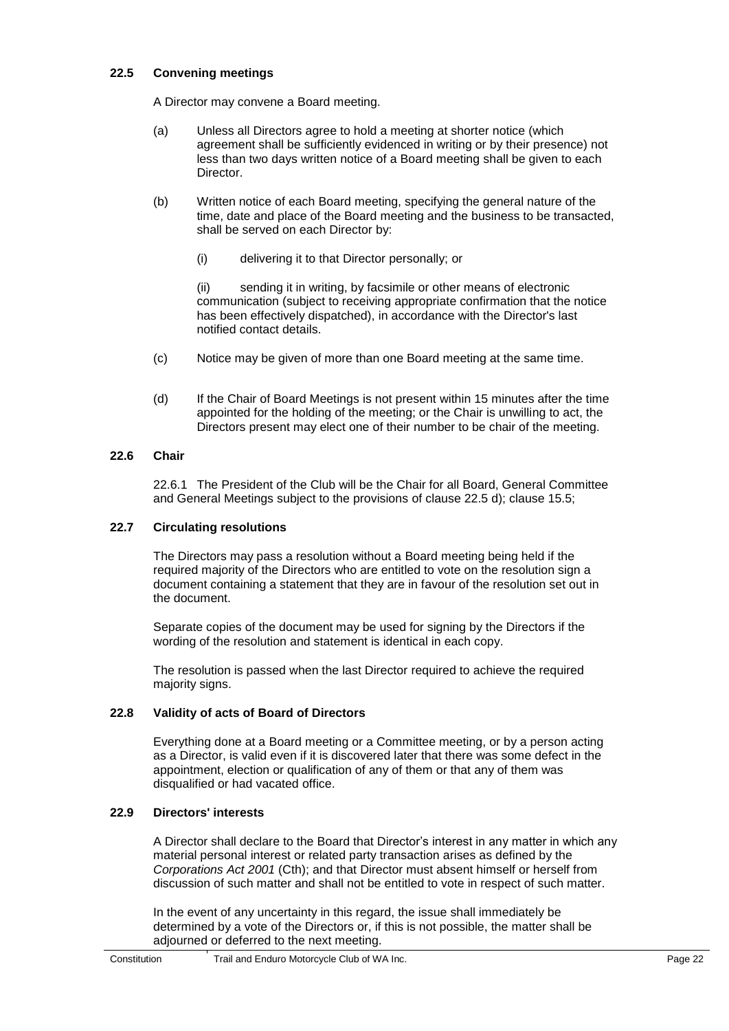### 22.5 Convening meetings

A Director may convene a Board meeting.

(a) Unless all Directors agree to hold a meeting at shorter notice (which agreement shall be sufficiently evidenced in writing or by their presence) not less than two days written notice of a Board meeting shall be given to each Director.

(b) Written notice of each Board meeting, specifying the general nature of the time, date and place of the Board meeting and the business to be transacted, shall be served on each Director by:

(i) delivering it to that Director personally; or

(ii) sending it in writing, by facsimile or other means of electronic communication (subject to receiving appropriate confirmation that the notice has been effectively dispatched), in accordance with the Director's last notified contact details.

(c) Notice may be given of more than one Board meeting at the same time.

(d) If the Chair of Board Meetings is not present within 15 minutes after the time appointed for the holding of the meeting; or the Chair is unwilling to act, the Directors present may elect one of their number to be chair of the meeting.

### 22.6 Chair

22.6.1 The President of the Club will be the Chair for all Board, General Committee and General Meetings subject to the provisions of clause 22.5 d); clause 15.5;

### 22.7 Circulating resolutions

The Directors may pass a resolution without a Board meeting being held if the required majority of the Directors who are entitled to vote on the resolution sign a document containing a statement that they are in favour of the resolution set out in the document.

Separate copies of the document may be used for signing by the Directors if the wording of the resolution and statement is identical in each copy.

The resolution is passed when the last Director required to achieve the required majority signs.

### 22.8 Validity of acts of Board of Directors

Everything done at a Board meeting or a Committee meeting, or by a person acting as a Director, is valid even if it is discovered later that there was some defect in the appointment, election or qualification of any of them or that any of them was disqualified or had vacated office.

### 22.9 Directors' interests

A Director shall declare to the Board that Director's interest in any matter in which any material personal interest or related party transaction arises as defined by the *Corporations Act 2001* (Cth); and that Director must absent himself or herself from discussion of such matter and shall not be entitled to vote in respect of such matter.

In the event of any uncertainty in this regard, the issue shall immediately be determined by a vote of the Directors or, if this is not possible, the matter shall be adjourned or deferred to the next meeting.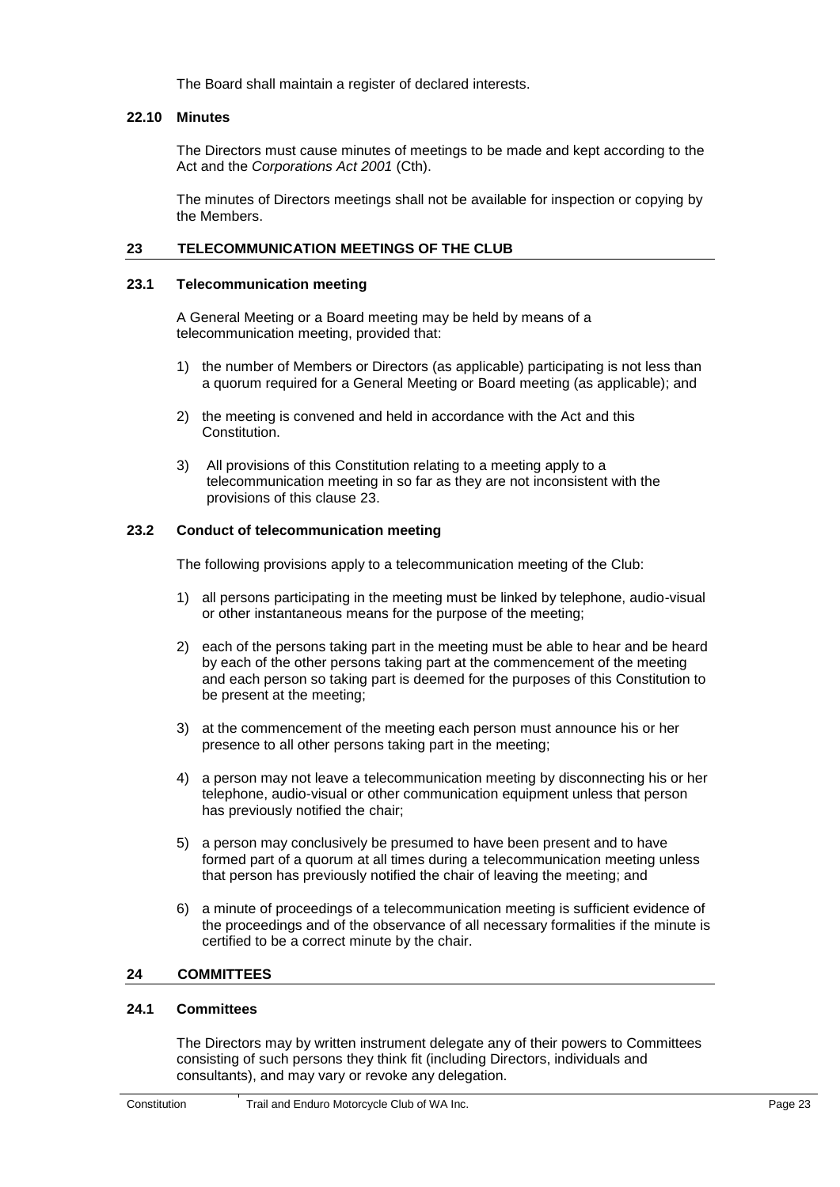The Board shall maintain a register of declared interests.

### 22.10 Minutes

The Directors must cause minutes of meetings to be made and kept according to the Act and the *Corporations Act 2001* (Cth).

The minutes of Directors meetings shall not be available for inspection or copying by the Members.

## 23 TELECOMMUNICATION MEETINGS OF THE CLUB

### 23.1 Telecommunication meeting

A General Meeting or a Board meeting may be held by means of a telecommunication meeting, provided that:

1) the number of Members or Directors (as applicable) participating is not less than a quorum required for a General Meeting or Board meeting (as applicable); and

2) the meeting is convened and held in accordance with the Act and this Constitution.

3) All provisions of this Constitution relating to a meeting apply to a telecommunication meeting in so far as they are not inconsistent with the provisions of this clause 23.

### 23.2 Conduct of telecommunication meeting

The following provisions apply to a telecommunication meeting of the Club:

1) all persons participating in the meeting must be linked by telephone, audio-visual or other instantaneous means for the purpose of the meeting;

2) each of the persons taking part in the meeting must be able to hear and be heard by each of the other persons taking part at the commencement of the meeting and each person so taking part is deemed for the purposes of this Constitution to be present at the meeting;

3) at the commencement of the meeting each person must announce his or her presence to all other persons taking part in the meeting;

4) a person may not leave a telecommunication meeting by disconnecting his or her telephone, audio-visual or other communication equipment unless that person has previously notified the chair;

5) a person may conclusively be presumed to have been present and to have formed part of a quorum at all times during a telecommunication meeting unless that person has previously notified the chair of leaving the meeting; and

6) a minute of proceedings of a telecommunication meeting is sufficient evidence of the proceedings and of the observance of all necessary formalities if the minute is certified to be a correct minute by the chair.

## 24 COMMITTEES

### 24.1 Committees

The Directors may by written instrument delegate any of their powers to Committees consisting of such persons they think fit (including Directors, individuals and consultants), and may vary or revoke any delegation.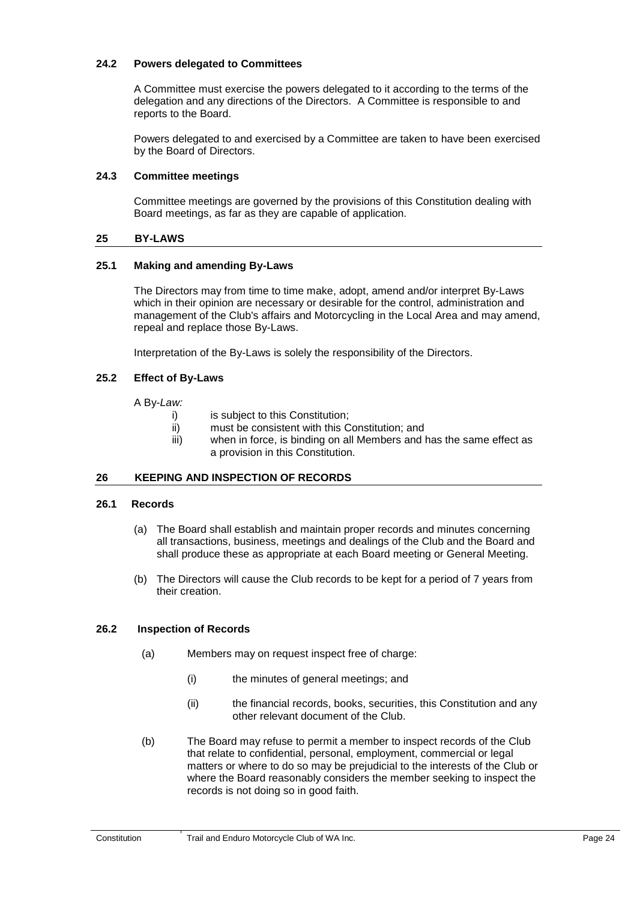### 24.2 Powers delegated to Committees

A Committee must exercise the powers delegated to it according to the terms of the delegation and any directions of the Directors. A Committee is responsible to and reports to the Board.

Powers delegated to and exercised by a Committee are taken to have been exercised by the Board of Directors.

### 24.3 Committee meetings

Committee meetings are governed by the provisions of this Constitution dealing with Board meetings, as far as they are capable of application.

## 25 BY-LAWS

### 25.1 Making and amending By-Laws

The Directors may from time to time make, adopt, amend and/or interpret By-Laws which in their opinion are necessary or desirable for the control, administration and management of the Club's affairs and Motorcycling in the Local Area and may amend, repeal and replace those By-Laws.

Interpretation of the By-Laws is solely the responsibility of the Directors.

### 25.2 Effect of By-Laws

A By-*Law:*

i) is subject to this Constitution;
ii) must be consistent with this Constitution; and
iii) when in force, is binding on all Members and has the same effect as a provision in this Constitution.

## 26 KEEPING AND INSPECTION OF RECORDS

### 26.1 Records

(a) The Board shall establish and maintain proper records and minutes concerning all transactions, business, meetings and dealings of the Club and the Board and shall produce these as appropriate at each Board meeting or General Meeting.

(b) The Directors will cause the Club records to be kept for a period of 7 years from their creation.

### 26.2 Inspection of Records

(a) Members may on request inspect free of charge:

(i) the minutes of general meetings; and

(ii) the financial records, books, securities, this Constitution and any other relevant document of the Club.

(b) The Board may refuse to permit a member to inspect records of the Club that relate to confidential, personal, employment, commercial or legal matters or where to do so may be prejudicial to the interests of the Club or where the Board reasonably considers the member seeking to inspect the records is not doing so in good faith.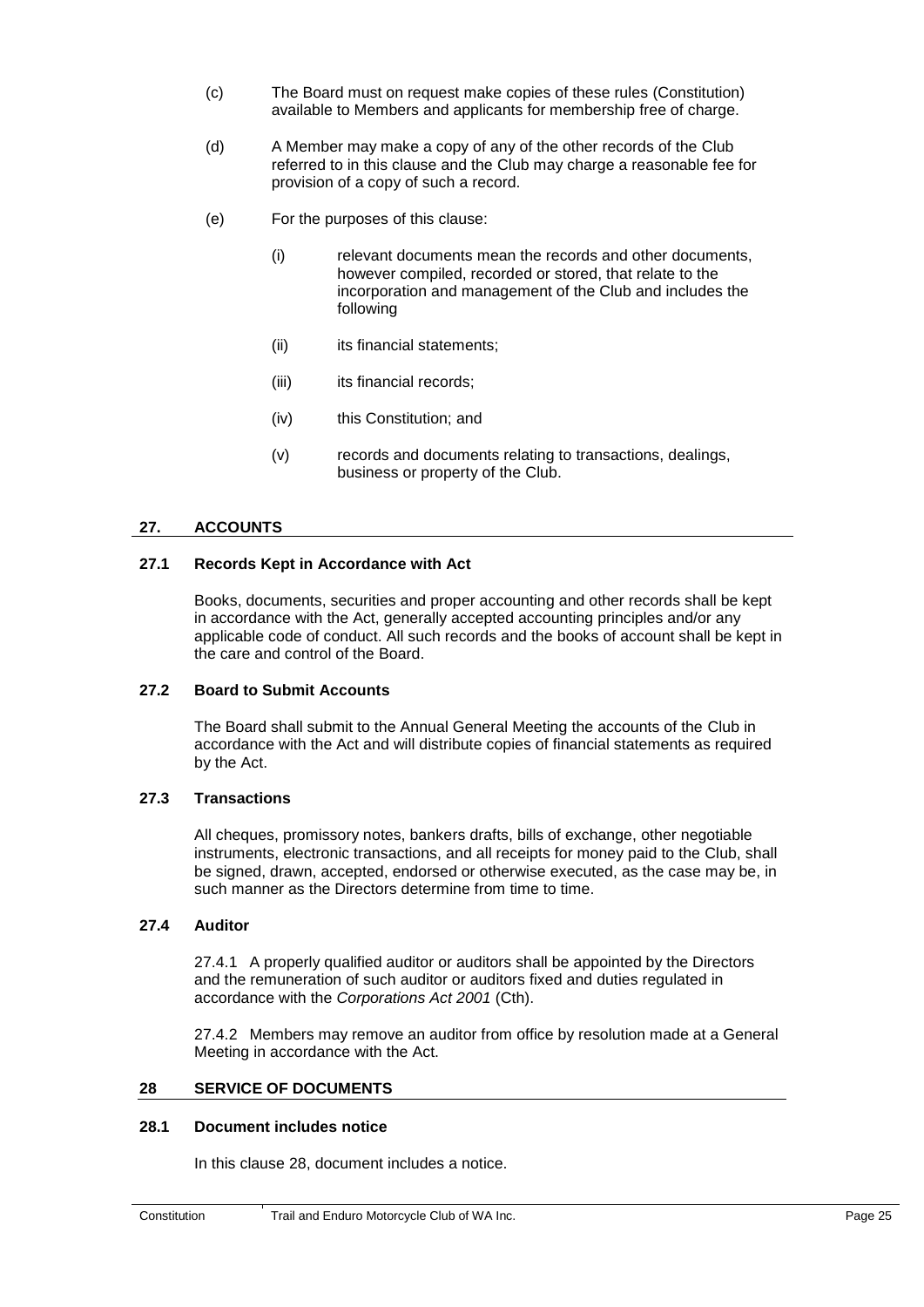(c) The Board must on request make copies of these rules (Constitution) available to Members and applicants for membership free of charge.

(d) A Member may make a copy of any of the other records of the Club referred to in this clause and the Club may charge a reasonable fee for provision of a copy of such a record.

(e) For the purposes of this clause:

   (i) relevant documents mean the records and other documents, however compiled, recorded or stored, that relate to the incorporation and management of the Club and includes the following

   (ii) its financial statements;

   (iii) its financial records;

   (iv) this Constitution; and

   (v) records and documents relating to transactions, dealings, business or property of the Club.

## 27. ACCOUNTS

### 27.1 Records Kept in Accordance with Act

Books, documents, securities and proper accounting and other records shall be kept in accordance with the Act, generally accepted accounting principles and/or any applicable code of conduct. All such records and the books of account shall be kept in the care and control of the Board.

### 27.2 Board to Submit Accounts

The Board shall submit to the Annual General Meeting the accounts of the Club in accordance with the Act and will distribute copies of financial statements as required by the Act.

### 27.3 Transactions

All cheques, promissory notes, bankers drafts, bills of exchange, other negotiable instruments, electronic transactions, and all receipts for money paid to the Club, shall be signed, drawn, accepted, endorsed or otherwise executed, as the case may be, in such manner as the Directors determine from time to time.

### 27.4 Auditor

27.4.1 A properly qualified auditor or auditors shall be appointed by the Directors and the remuneration of such auditor or auditors fixed and duties regulated in accordance with the *Corporations Act 2001* (Cth).

27.4.2 Members may remove an auditor from office by resolution made at a General Meeting in accordance with the Act.

## 28 SERVICE OF DOCUMENTS

### 28.1 Document includes notice

In this clause 28, document includes a notice.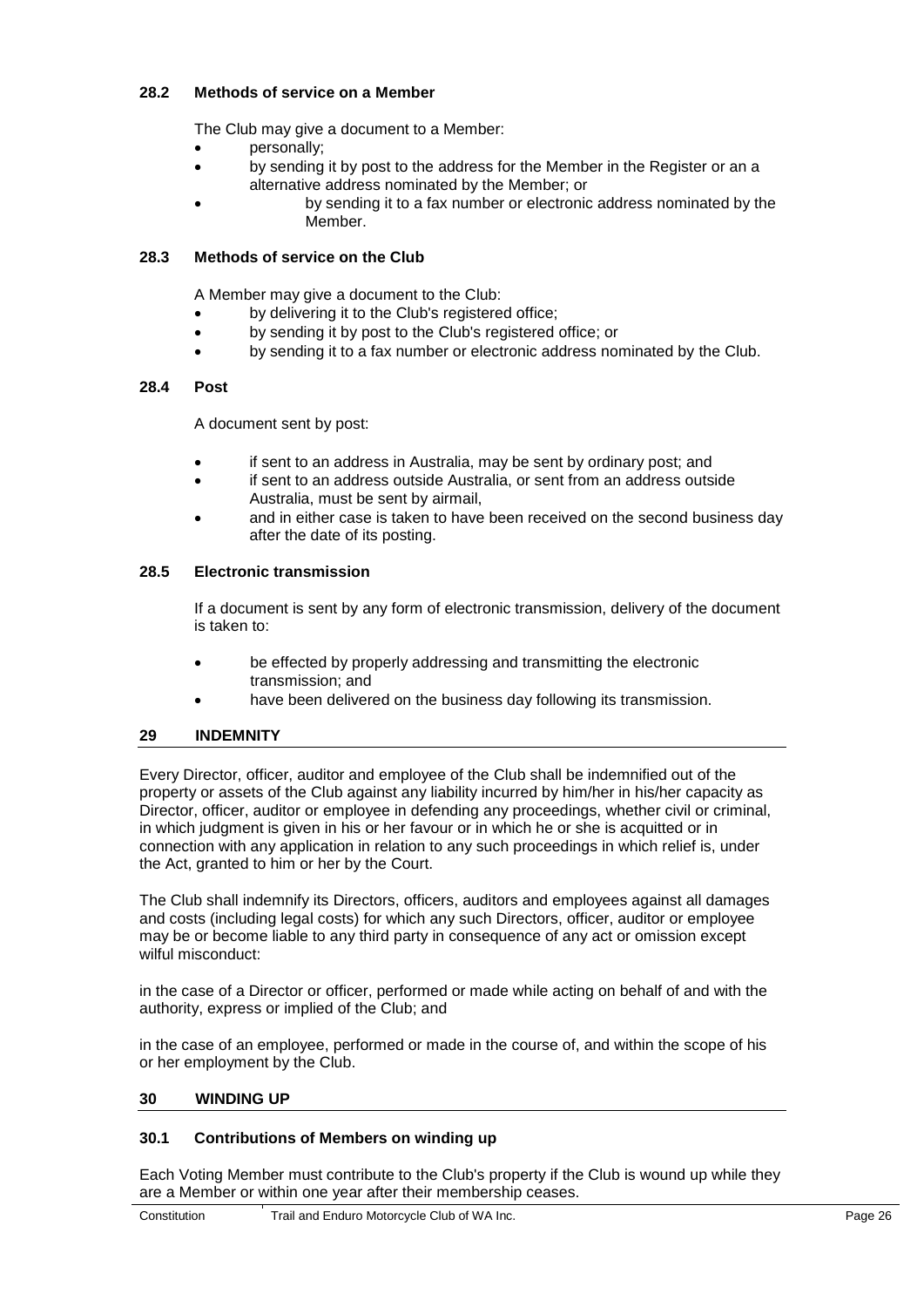### 28.2 Methods of service on a Member

The Club may give a document to a Member:

- personally;
- by sending it by post to the address for the Member in the Register or an a alternative address nominated by the Member; or
- by sending it to a fax number or electronic address nominated by the Member.

### 28.3 Methods of service on the Club

A Member may give a document to the Club:

- by delivering it to the Club's registered office;
- by sending it by post to the Club's registered office; or
- by sending it to a fax number or electronic address nominated by the Club.

### 28.4 Post

A document sent by post:

- if sent to an address in Australia, may be sent by ordinary post; and
- if sent to an address outside Australia, or sent from an address outside Australia, must be sent by airmail,
- and in either case is taken to have been received on the second business day after the date of its posting.

### 28.5 Electronic transmission

If a document is sent by any form of electronic transmission, delivery of the document is taken to:

- be effected by properly addressing and transmitting the electronic transmission; and
- have been delivered on the business day following its transmission.

## 29 INDEMNITY

Every Director, officer, auditor and employee of the Club shall be indemnified out of the property or assets of the Club against any liability incurred by him/her in his/her capacity as Director, officer, auditor or employee in defending any proceedings, whether civil or criminal, in which judgment is given in his or her favour or in which he or she is acquitted or in connection with any application in relation to any such proceedings in which relief is, under the Act, granted to him or her by the Court.

The Club shall indemnify its Directors, officers, auditors and employees against all damages and costs (including legal costs) for which any such Directors, officer, auditor or employee may be or become liable to any third party in consequence of any act or omission except wilful misconduct:

in the case of a Director or officer, performed or made while acting on behalf of and with the authority, express or implied of the Club; and

in the case of an employee, performed or made in the course of, and within the scope of his or her employment by the Club.

## 30 WINDING UP

### 30.1 Contributions of Members on winding up

Each Voting Member must contribute to the Club's property if the Club is wound up while they are a Member or within one year after their membership ceases.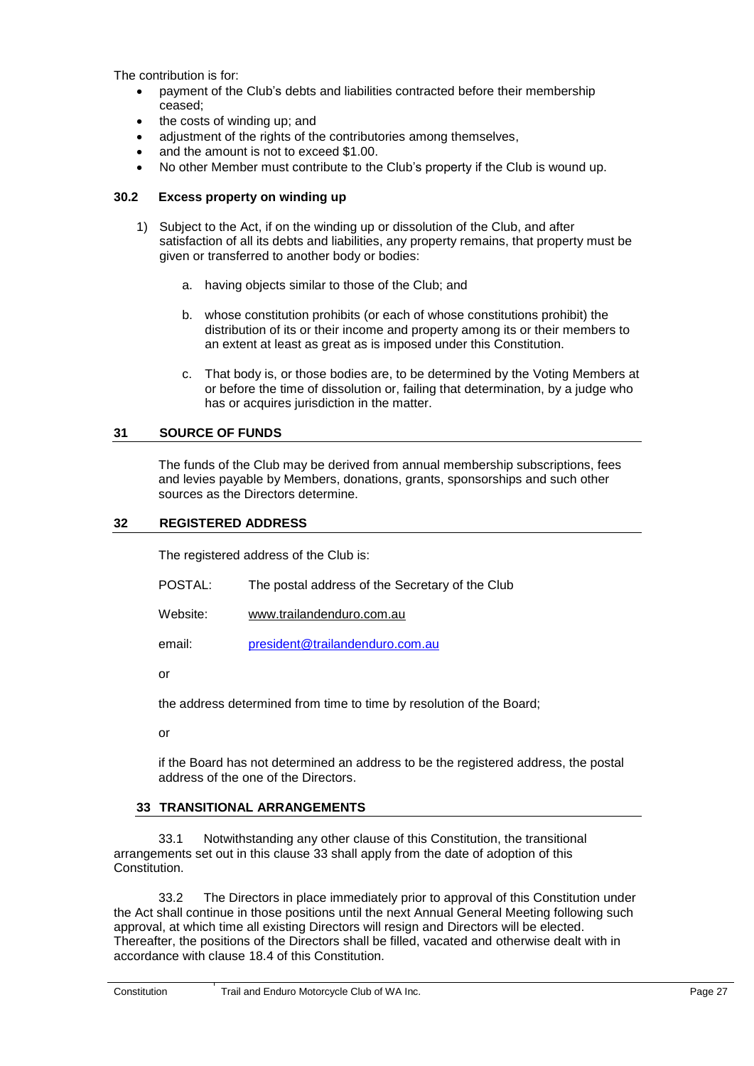The contribution is for:

- payment of the Club's debts and liabilities contracted before their membership ceased;
- the costs of winding up; and
- adjustment of the rights of the contributories among themselves,
- and the amount is not to exceed $1.00.
- No other Member must contribute to the Club's property if the Club is wound up.

### 30.2 Excess property on winding up

1) Subject to the Act, if on the winding up or dissolution of the Club, and after satisfaction of all its debts and liabilities, any property remains, that property must be given or transferred to another body or bodies:

   a. having objects similar to those of the Club; and

   b. whose constitution prohibits (or each of whose constitutions prohibit) the distribution of its or their income and property among its or their members to an extent at least as great as is imposed under this Constitution.

   c. That body is, or those bodies are, to be determined by the Voting Members at or before the time of dissolution or, failing that determination, by a judge who has or acquires jurisdiction in the matter.

## 31 SOURCE OF FUNDS

The funds of the Club may be derived from annual membership subscriptions, fees and levies payable by Members, donations, grants, sponsorships and such other sources as the Directors determine.

## 32 REGISTERED ADDRESS

The registered address of the Club is:

POSTAL: The postal address of the Secretary of the Club

Website: www.trailandenduro.com.au

email: president@trailandenduro.com.au

or

the address determined from time to time by resolution of the Board;

or

if the Board has not determined an address to be the registered address, the postal address of the one of the Directors.

## 33 TRANSITIONAL ARRANGEMENTS

33.1 Notwithstanding any other clause of this Constitution, the transitional arrangements set out in this clause 33 shall apply from the date of adoption of this Constitution.

33.2 The Directors in place immediately prior to approval of this Constitution under the Act shall continue in those positions until the next Annual General Meeting following such approval, at which time all existing Directors will resign and Directors will be elected. Thereafter, the positions of the Directors shall be filled, vacated and otherwise dealt with in accordance with clause 18.4 of this Constitution.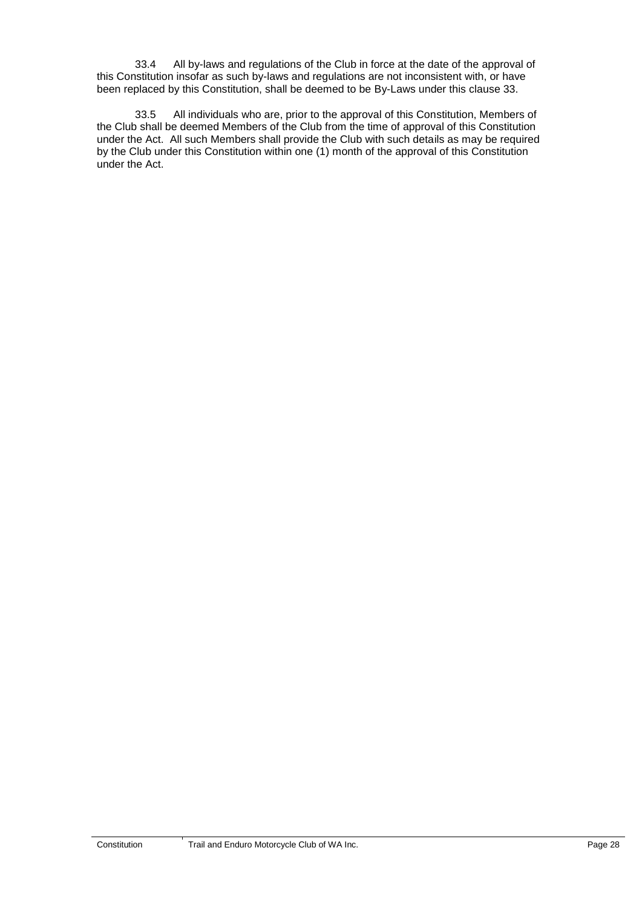33.4 All by-laws and regulations of the Club in force at the date of the approval of this Constitution insofar as such by-laws and regulations are not inconsistent with, or have been replaced by this Constitution, shall be deemed to be By-Laws under this clause 33.

33.5 All individuals who are, prior to the approval of this Constitution, Members of the Club shall be deemed Members of the Club from the time of approval of this Constitution under the Act. All such Members shall provide the Club with such details as may be required by the Club under this Constitution within one (1) month of the approval of this Constitution under the Act.